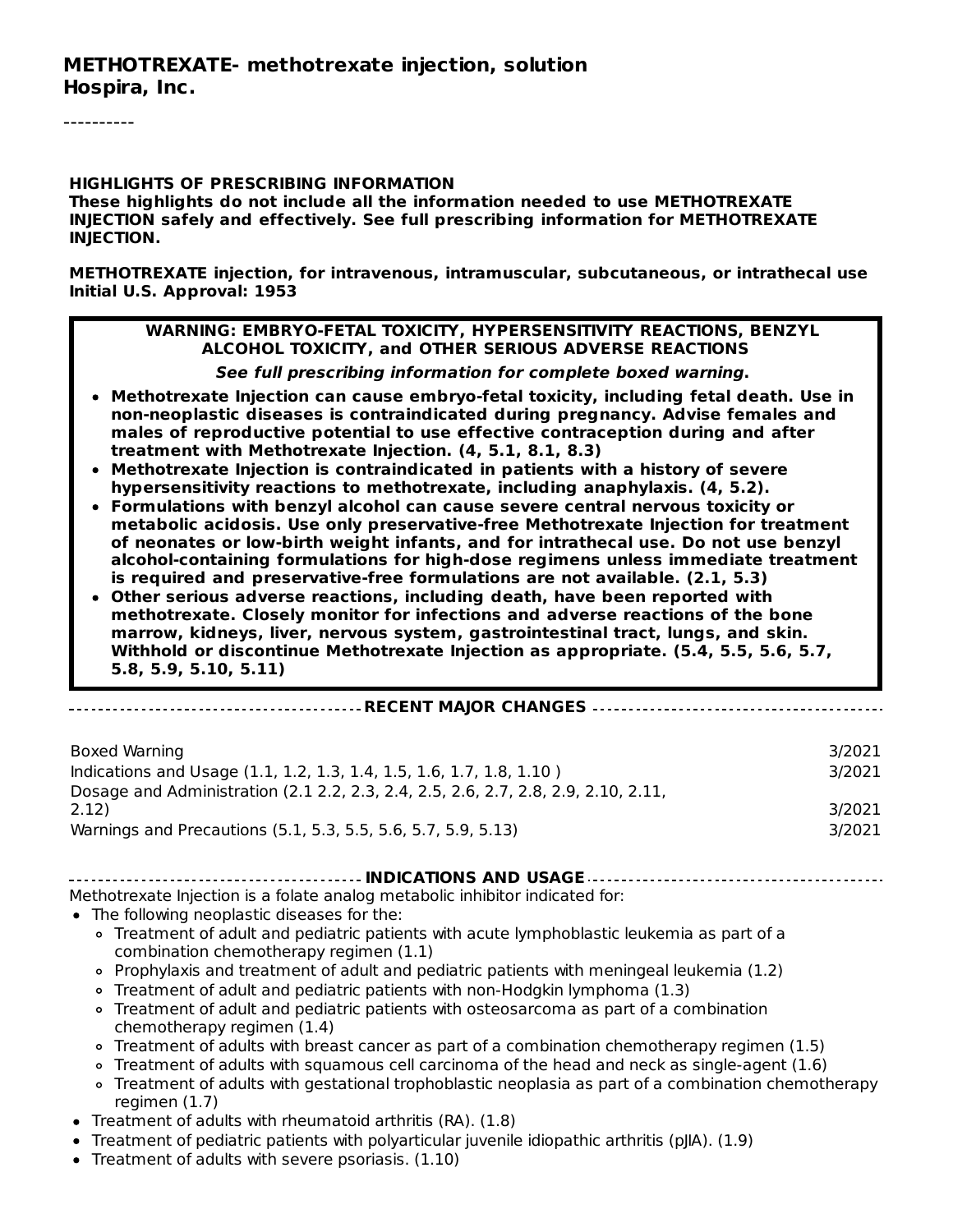**METHOTREXATE- methotrexate injection, solution**
**Hospira, Inc.**

----------

**HIGHLIGHTS OF PRESCRIBING INFORMATION**
**These highlights do not include all the information needed to use METHOTREXATE INJECTION safely and effectively. See full prescribing information for METHOTREXATE INJECTION.**

**METHOTREXATE injection, for intravenous, intramuscular, subcutaneous, or intrathecal use**
**Initial U.S. Approval: 1953**

**WARNING: EMBRYO-FETAL TOXICITY, HYPERSENSITIVITY REACTIONS, BENZYL ALCOHOL TOXICITY, and OTHER SERIOUS ADVERSE REACTIONS**

***See full prescribing information for complete boxed warning.***

- **Methotrexate Injection can cause embryo-fetal toxicity, including fetal death. Use in non-neoplastic diseases is contraindicated during pregnancy. Advise females and males of reproductive potential to use effective contraception during and after treatment with Methotrexate Injection. (4, 5.1, 8.1, 8.3)**
- **Methotrexate Injection is contraindicated in patients with a history of severe hypersensitivity reactions to methotrexate, including anaphylaxis. (4, 5.2).**
- **Formulations with benzyl alcohol can cause severe central nervous toxicity or metabolic acidosis. Use only preservative-free Methotrexate Injection for treatment of neonates or low-birth weight infants, and for intrathecal use. Do not use benzyl alcohol-containing formulations for high-dose regimens unless immediate treatment is required and preservative-free formulations are not available. (2.1, 5.3)**
- **Other serious adverse reactions, including death, have been reported with methotrexate. Closely monitor for infections and adverse reactions of the bone marrow, kidneys, liver, nervous system, gastrointestinal tract, lungs, and skin. Withhold or discontinue Methotrexate Injection as appropriate. (5.4, 5.5, 5.6, 5.7, 5.8, 5.9, 5.10, 5.11)**

**RECENT MAJOR CHANGES**

| | |
|---|---|
| Boxed Warning | 3/2021 |
| Indications and Usage (1.1, 1.2, 1.3, 1.4, 1.5, 1.6, 1.7, 1.8, 1.10 ) | 3/2021 |
| Dosage and Administration (2.1 2.2, 2.3, 2.4, 2.5, 2.6, 2.7, 2.8, 2.9, 2.10, 2.11, 2.12) | 3/2021 |
| Warnings and Precautions (5.1, 5.3, 5.5, 5.6, 5.7, 5.9, 5.13) | 3/2021 |

**INDICATIONS AND USAGE**

Methotrexate Injection is a folate analog metabolic inhibitor indicated for:

- The following neoplastic diseases for the:
  - Treatment of adult and pediatric patients with acute lymphoblastic leukemia as part of a combination chemotherapy regimen (1.1)
  - Prophylaxis and treatment of adult and pediatric patients with meningeal leukemia (1.2)
  - Treatment of adult and pediatric patients with non-Hodgkin lymphoma (1.3)
  - Treatment of adult and pediatric patients with osteosarcoma as part of a combination chemotherapy regimen (1.4)
  - Treatment of adults with breast cancer as part of a combination chemotherapy regimen (1.5)
  - Treatment of adults with squamous cell carcinoma of the head and neck as single-agent (1.6)
  - Treatment of adults with gestational trophoblastic neoplasia as part of a combination chemotherapy regimen (1.7)
- Treatment of adults with rheumatoid arthritis (RA). (1.8)
- Treatment of pediatric patients with polyarticular juvenile idiopathic arthritis (pJIA). (1.9)
- Treatment of adults with severe psoriasis. (1.10)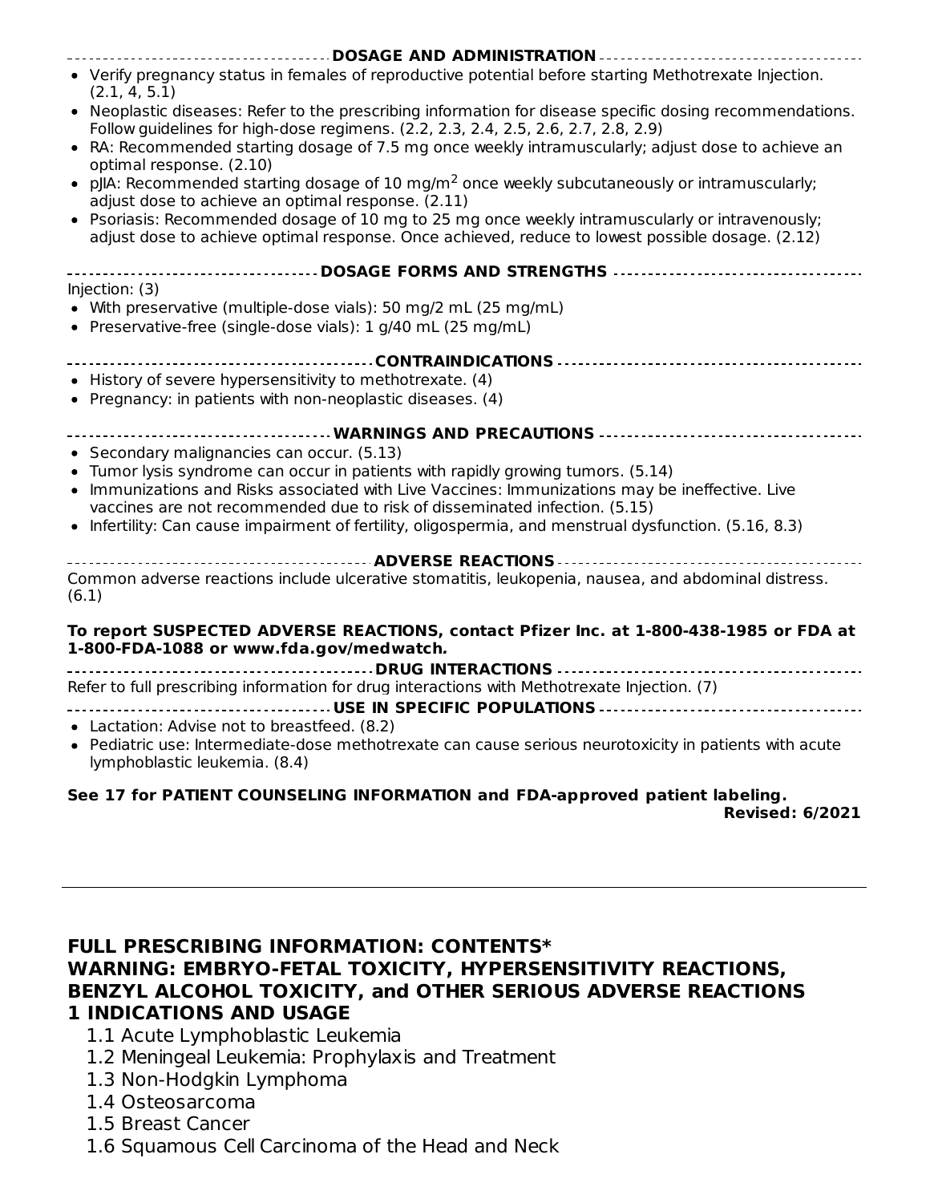## DOSAGE AND ADMINISTRATION

- Verify pregnancy status in females of reproductive potential before starting Methotrexate Injection. (2.1, 4, 5.1)
- Neoplastic diseases: Refer to the prescribing information for disease specific dosing recommendations. Follow guidelines for high-dose regimens. (2.2, 2.3, 2.4, 2.5, 2.6, 2.7, 2.8, 2.9)
- RA: Recommended starting dosage of 7.5 mg once weekly intramuscularly; adjust dose to achieve an optimal response. (2.10)
- pJIA: Recommended starting dosage of 10 mg/m$^2$ once weekly subcutaneously or intramuscularly; adjust dose to achieve an optimal response. (2.11)
- Psoriasis: Recommended dosage of 10 mg to 25 mg once weekly intramuscularly or intravenously; adjust dose to achieve optimal response. Once achieved, reduce to lowest possible dosage. (2.12)

## DOSAGE FORMS AND STRENGTHS

Injection: (3)

- With preservative (multiple-dose vials): 50 mg/2 mL (25 mg/mL)
- Preservative-free (single-dose vials): 1 g/40 mL (25 mg/mL)

## CONTRAINDICATIONS

- History of severe hypersensitivity to methotrexate. (4)
- Pregnancy: in patients with non-neoplastic diseases. (4)

## WARNINGS AND PRECAUTIONS

- Secondary malignancies can occur. (5.13)
- Tumor lysis syndrome can occur in patients with rapidly growing tumors. (5.14)
- Immunizations and Risks associated with Live Vaccines: Immunizations may be ineffective. Live vaccines are not recommended due to risk of disseminated infection. (5.15)
- Infertility: Can cause impairment of fertility, oligospermia, and menstrual dysfunction. (5.16, 8.3)

## ADVERSE REACTIONS

Common adverse reactions include ulcerative stomatitis, leukopenia, nausea, and abdominal distress. (6.1)

**To report SUSPECTED ADVERSE REACTIONS, contact Pfizer Inc. at 1-800-438-1985 or FDA at 1-800-FDA-1088 or www.fda.gov/medwatch.**

## DRUG INTERACTIONS

Refer to full prescribing information for drug interactions with Methotrexate Injection. (7)

## USE IN SPECIFIC POPULATIONS

- Lactation: Advise not to breastfeed. (8.2)
- Pediatric use: Intermediate-dose methotrexate can cause serious neurotoxicity in patients with acute lymphoblastic leukemia. (8.4)

**See 17 for PATIENT COUNSELING INFORMATION and FDA-approved patient labeling.**

**Revised: 6/2021**

---

# FULL PRESCRIBING INFORMATION: CONTENTS*

## WARNING: EMBRYO-FETAL TOXICITY, HYPERSENSITIVITY REACTIONS, BENZYL ALCOHOL TOXICITY, and OTHER SERIOUS ADVERSE REACTIONS

## 1 INDICATIONS AND USAGE

- 1.1 Acute Lymphoblastic Leukemia
- 1.2 Meningeal Leukemia: Prophylaxis and Treatment
- 1.3 Non-Hodgkin Lymphoma
- 1.4 Osteosarcoma
- 1.5 Breast Cancer
- 1.6 Squamous Cell Carcinoma of the Head and Neck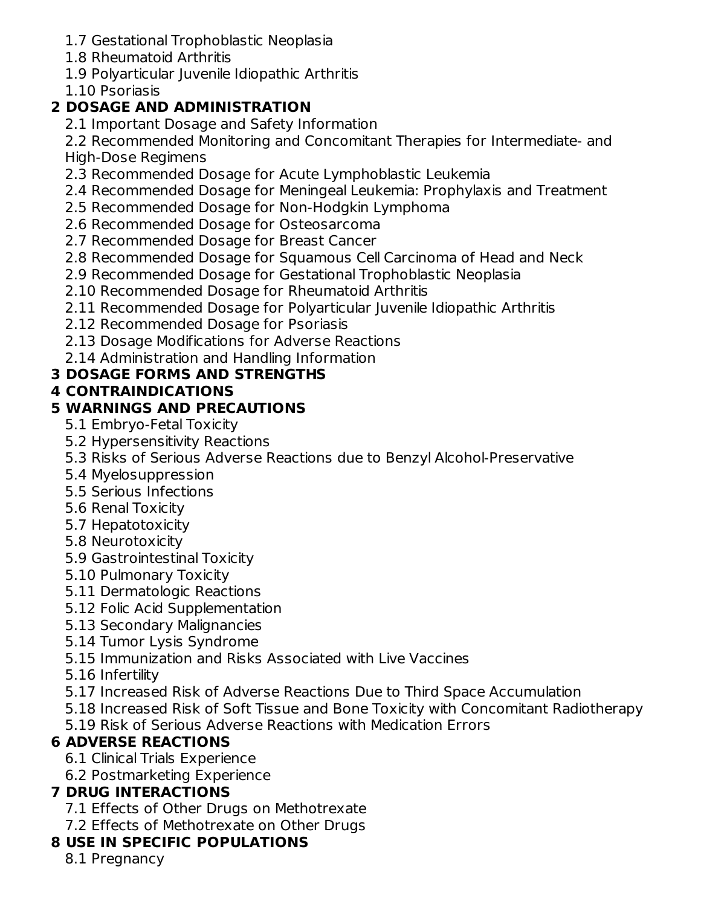1.7 Gestational Trophoblastic Neoplasia
1.8 Rheumatoid Arthritis
1.9 Polyarticular Juvenile Idiopathic Arthritis
1.10 Psoriasis

**2 DOSAGE AND ADMINISTRATION**

2.1 Important Dosage and Safety Information
2.2 Recommended Monitoring and Concomitant Therapies for Intermediate- and High-Dose Regimens
2.3 Recommended Dosage for Acute Lymphoblastic Leukemia
2.4 Recommended Dosage for Meningeal Leukemia: Prophylaxis and Treatment
2.5 Recommended Dosage for Non-Hodgkin Lymphoma
2.6 Recommended Dosage for Osteosarcoma
2.7 Recommended Dosage for Breast Cancer
2.8 Recommended Dosage for Squamous Cell Carcinoma of Head and Neck
2.9 Recommended Dosage for Gestational Trophoblastic Neoplasia
2.10 Recommended Dosage for Rheumatoid Arthritis
2.11 Recommended Dosage for Polyarticular Juvenile Idiopathic Arthritis
2.12 Recommended Dosage for Psoriasis
2.13 Dosage Modifications for Adverse Reactions
2.14 Administration and Handling Information

**3 DOSAGE FORMS AND STRENGTHS**

**4 CONTRAINDICATIONS**

**5 WARNINGS AND PRECAUTIONS**

5.1 Embryo-Fetal Toxicity
5.2 Hypersensitivity Reactions
5.3 Risks of Serious Adverse Reactions due to Benzyl Alcohol-Preservative
5.4 Myelosuppression
5.5 Serious Infections
5.6 Renal Toxicity
5.7 Hepatotoxicity
5.8 Neurotoxicity
5.9 Gastrointestinal Toxicity
5.10 Pulmonary Toxicity
5.11 Dermatologic Reactions
5.12 Folic Acid Supplementation
5.13 Secondary Malignancies
5.14 Tumor Lysis Syndrome
5.15 Immunization and Risks Associated with Live Vaccines
5.16 Infertility
5.17 Increased Risk of Adverse Reactions Due to Third Space Accumulation
5.18 Increased Risk of Soft Tissue and Bone Toxicity with Concomitant Radiotherapy
5.19 Risk of Serious Adverse Reactions with Medication Errors

**6 ADVERSE REACTIONS**

6.1 Clinical Trials Experience
6.2 Postmarketing Experience

**7 DRUG INTERACTIONS**

7.1 Effects of Other Drugs on Methotrexate
7.2 Effects of Methotrexate on Other Drugs

**8 USE IN SPECIFIC POPULATIONS**

8.1 Pregnancy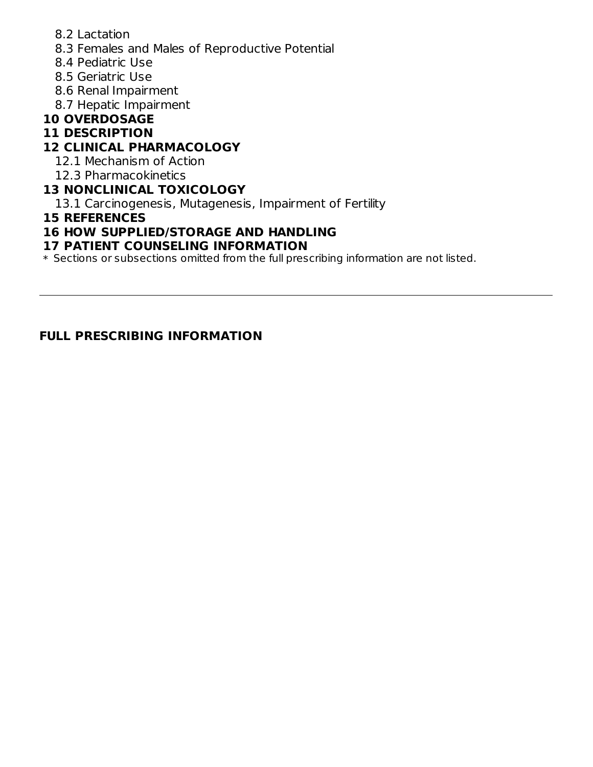8.2 Lactation
8.3 Females and Males of Reproductive Potential
8.4 Pediatric Use
8.5 Geriatric Use
8.6 Renal Impairment
8.7 Hepatic Impairment

**10 OVERDOSAGE**

**11 DESCRIPTION**

**12 CLINICAL PHARMACOLOGY**

12.1 Mechanism of Action
12.3 Pharmacokinetics

**13 NONCLINICAL TOXICOLOGY**

13.1 Carcinogenesis, Mutagenesis, Impairment of Fertility

**15 REFERENCES**

**16 HOW SUPPLIED/STORAGE AND HANDLING**

**17 PATIENT COUNSELING INFORMATION**

* Sections or subsections omitted from the full prescribing information are not listed.

---

## FULL PRESCRIBING INFORMATION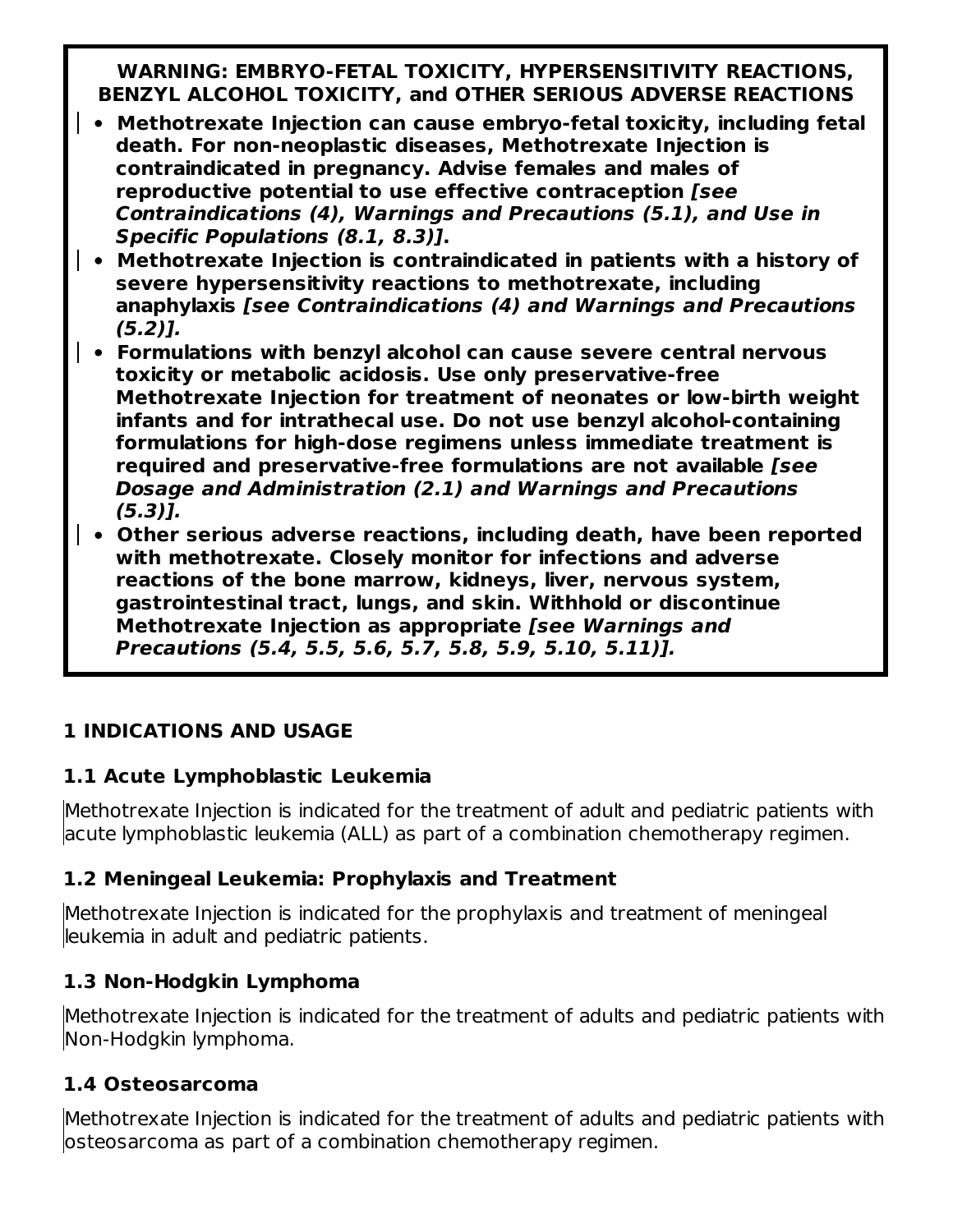**WARNING: EMBRYO-FETAL TOXICITY, HYPERSENSITIVITY REACTIONS, BENZYL ALCOHOL TOXICITY, and OTHER SERIOUS ADVERSE REACTIONS**

- **Methotrexate Injection can cause embryo-fetal toxicity, including fetal death. For non-neoplastic diseases, Methotrexate Injection is contraindicated in pregnancy. Advise females and males of reproductive potential to use effective contraception *[see Contraindications (4), Warnings and Precautions (5.1), and Use in Specific Populations (8.1, 8.3)]*.**
- **Methotrexate Injection is contraindicated in patients with a history of severe hypersensitivity reactions to methotrexate, including anaphylaxis *[see Contraindications (4) and Warnings and Precautions (5.2)]*.**
- **Formulations with benzyl alcohol can cause severe central nervous toxicity or metabolic acidosis. Use only preservative-free Methotrexate Injection for treatment of neonates or low-birth weight infants and for intrathecal use. Do not use benzyl alcohol-containing formulations for high-dose regimens unless immediate treatment is required and preservative-free formulations are not available *[see Dosage and Administration (2.1) and Warnings and Precautions (5.3)]*.**
- **Other serious adverse reactions, including death, have been reported with methotrexate. Closely monitor for infections and adverse reactions of the bone marrow, kidneys, liver, nervous system, gastrointestinal tract, lungs, and skin. Withhold or discontinue Methotrexate Injection as appropriate *[see Warnings and Precautions (5.4, 5.5, 5.6, 5.7, 5.8, 5.9, 5.10, 5.11)]*.**

## 1 INDICATIONS AND USAGE

### 1.1 Acute Lymphoblastic Leukemia

Methotrexate Injection is indicated for the treatment of adult and pediatric patients with acute lymphoblastic leukemia (ALL) as part of a combination chemotherapy regimen.

### 1.2 Meningeal Leukemia: Prophylaxis and Treatment

Methotrexate Injection is indicated for the prophylaxis and treatment of meningeal leukemia in adult and pediatric patients.

### 1.3 Non-Hodgkin Lymphoma

Methotrexate Injection is indicated for the treatment of adults and pediatric patients with Non-Hodgkin lymphoma.

### 1.4 Osteosarcoma

Methotrexate Injection is indicated for the treatment of adults and pediatric patients with osteosarcoma as part of a combination chemotherapy regimen.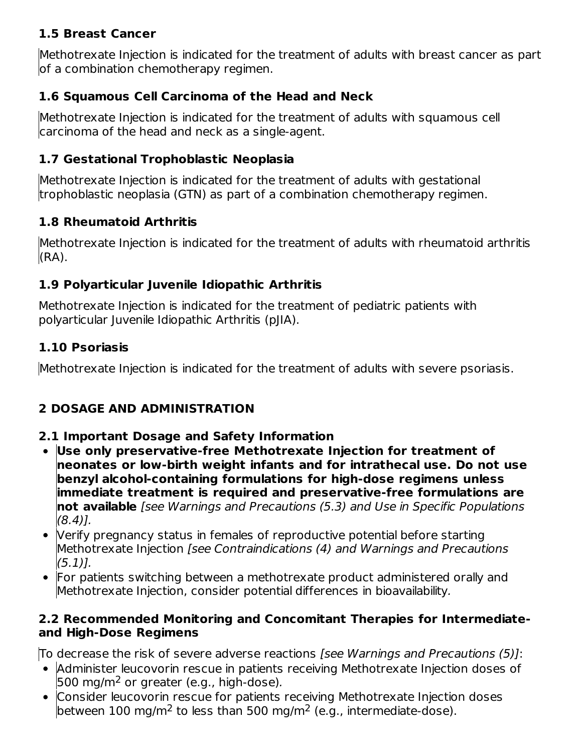### 1.5 Breast Cancer

Methotrexate Injection is indicated for the treatment of adults with breast cancer as part of a combination chemotherapy regimen.

### 1.6 Squamous Cell Carcinoma of the Head and Neck

Methotrexate Injection is indicated for the treatment of adults with squamous cell carcinoma of the head and neck as a single-agent.

### 1.7 Gestational Trophoblastic Neoplasia

Methotrexate Injection is indicated for the treatment of adults with gestational trophoblastic neoplasia (GTN) as part of a combination chemotherapy regimen.

### 1.8 Rheumatoid Arthritis

Methotrexate Injection is indicated for the treatment of adults with rheumatoid arthritis (RA).

### 1.9 Polyarticular Juvenile Idiopathic Arthritis

Methotrexate Injection is indicated for the treatment of pediatric patients with polyarticular Juvenile Idiopathic Arthritis (pJIA).

### 1.10 Psoriasis

Methotrexate Injection is indicated for the treatment of adults with severe psoriasis.

## 2 DOSAGE AND ADMINISTRATION

### 2.1 Important Dosage and Safety Information

- **Use only preservative-free Methotrexate Injection for treatment of neonates or low-birth weight infants and for intrathecal use. Do not use benzyl alcohol-containing formulations for high-dose regimens unless immediate treatment is required and preservative-free formulations are not available** *[see Warnings and Precautions (5.3) and Use in Specific Populations (8.4)].*
- Verify pregnancy status in females of reproductive potential before starting Methotrexate Injection *[see Contraindications (4) and Warnings and Precautions (5.1)].*
- For patients switching between a methotrexate product administered orally and Methotrexate Injection, consider potential differences in bioavailability.

### 2.2 Recommended Monitoring and Concomitant Therapies for Intermediate- and High-Dose Regimens

To decrease the risk of severe adverse reactions *[see Warnings and Precautions (5)]*:

- Administer leucovorin rescue in patients receiving Methotrexate Injection doses of 500 mg/m$^2$ or greater (e.g., high-dose).
- Consider leucovorin rescue for patients receiving Methotrexate Injection doses between 100 mg/m$^2$ to less than 500 mg/m$^2$ (e.g., intermediate-dose).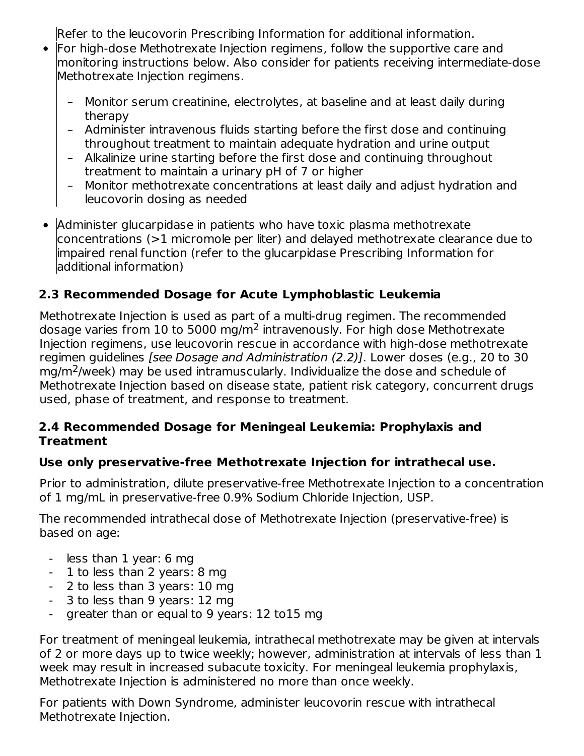Refer to the leucovorin Prescribing Information for additional information.

- For high-dose Methotrexate Injection regimens, follow the supportive care and monitoring instructions below. Also consider for patients receiving intermediate-dose Methotrexate Injection regimens.
  - Monitor serum creatinine, electrolytes, at baseline and at least daily during therapy
  - Administer intravenous fluids starting before the first dose and continuing throughout treatment to maintain adequate hydration and urine output
  - Alkalinize urine starting before the first dose and continuing throughout treatment to maintain a urinary pH of 7 or higher
  - Monitor methotrexate concentrations at least daily and adjust hydration and leucovorin dosing as needed
- Administer glucarpidase in patients who have toxic plasma methotrexate concentrations (>1 micromole per liter) and delayed methotrexate clearance due to impaired renal function (refer to the glucarpidase Prescribing Information for additional information)

### 2.3 Recommended Dosage for Acute Lymphoblastic Leukemia

Methotrexate Injection is used as part of a multi-drug regimen. The recommended dosage varies from 10 to 5000 mg/m$^2$ intravenously. For high dose Methotrexate Injection regimens, use leucovorin rescue in accordance with high-dose methotrexate regimen guidelines *[see Dosage and Administration (2.2)]*. Lower doses (e.g., 20 to 30 mg/m$^2$/week) may be used intramuscularly. Individualize the dose and schedule of Methotrexate Injection based on disease state, patient risk category, concurrent drugs used, phase of treatment, and response to treatment.

### 2.4 Recommended Dosage for Meningeal Leukemia: Prophylaxis and Treatment

**Use only preservative-free Methotrexate Injection for intrathecal use.**

Prior to administration, dilute preservative-free Methotrexate Injection to a concentration of 1 mg/mL in preservative-free 0.9% Sodium Chloride Injection, USP.

The recommended intrathecal dose of Methotrexate Injection (preservative-free) is based on age:

- less than 1 year: 6 mg
- 1 to less than 2 years: 8 mg
- 2 to less than 3 years: 10 mg
- 3 to less than 9 years: 12 mg
- greater than or equal to 9 years: 12 to15 mg

For treatment of meningeal leukemia, intrathecal methotrexate may be given at intervals of 2 or more days up to twice weekly; however, administration at intervals of less than 1 week may result in increased subacute toxicity. For meningeal leukemia prophylaxis, Methotrexate Injection is administered no more than once weekly.

For patients with Down Syndrome, administer leucovorin rescue with intrathecal Methotrexate Injection.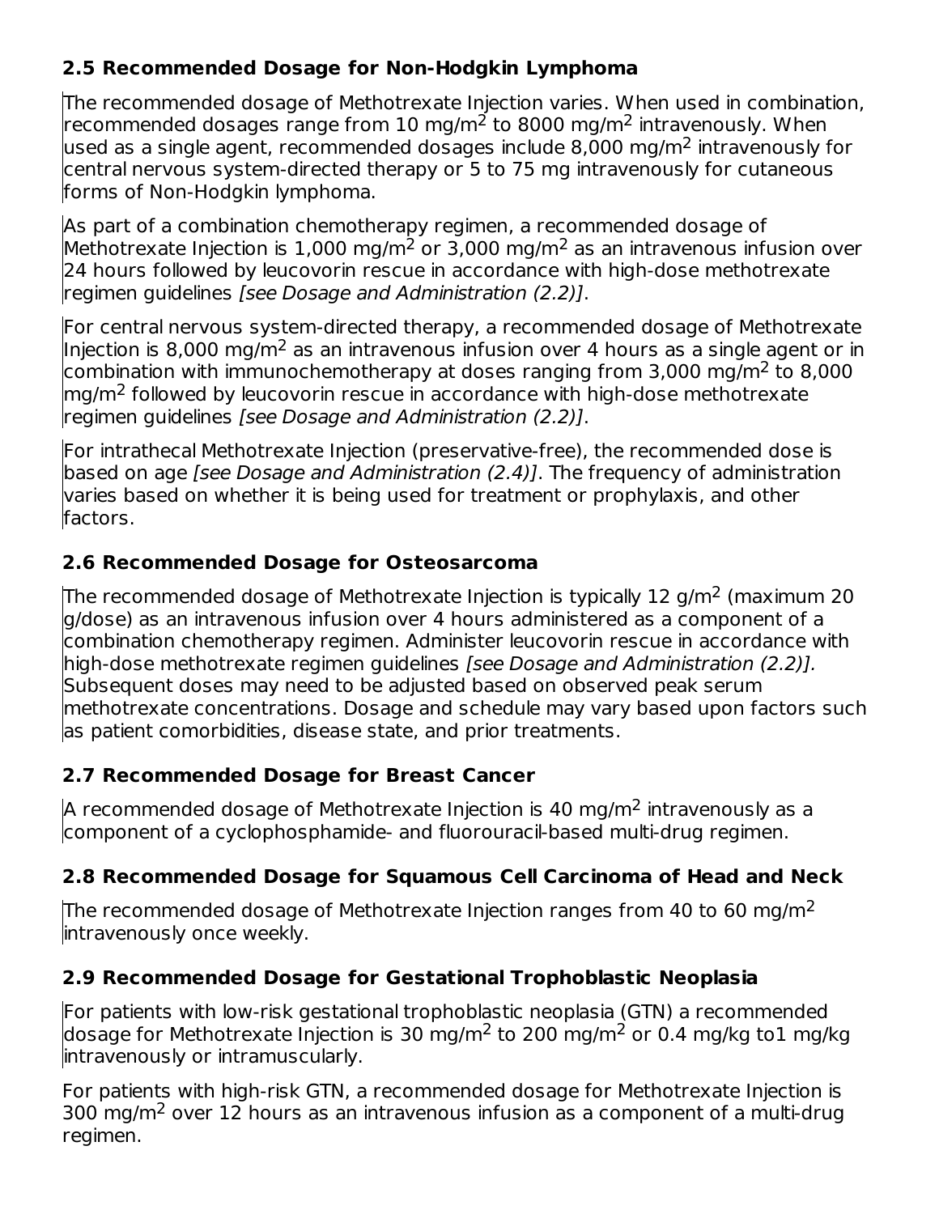### 2.5 Recommended Dosage for Non-Hodgkin Lymphoma

The recommended dosage of Methotrexate Injection varies. When used in combination, recommended dosages range from 10 mg/m$^2$ to 8000 mg/m$^2$ intravenously. When used as a single agent, recommended dosages include 8,000 mg/m$^2$ intravenously for central nervous system-directed therapy or 5 to 75 mg intravenously for cutaneous forms of Non-Hodgkin lymphoma.

As part of a combination chemotherapy regimen, a recommended dosage of Methotrexate Injection is 1,000 mg/m$^2$ or 3,000 mg/m$^2$ as an intravenous infusion over 24 hours followed by leucovorin rescue in accordance with high-dose methotrexate regimen guidelines *[see Dosage and Administration (2.2)]*.

For central nervous system-directed therapy, a recommended dosage of Methotrexate Injection is 8,000 mg/m$^2$ as an intravenous infusion over 4 hours as a single agent or in combination with immunochemotherapy at doses ranging from 3,000 mg/m$^2$ to 8,000 mg/m$^2$ followed by leucovorin rescue in accordance with high-dose methotrexate regimen guidelines *[see Dosage and Administration (2.2)]*.

For intrathecal Methotrexate Injection (preservative-free), the recommended dose is based on age *[see Dosage and Administration (2.4)]*. The frequency of administration varies based on whether it is being used for treatment or prophylaxis, and other factors.

### 2.6 Recommended Dosage for Osteosarcoma

The recommended dosage of Methotrexate Injection is typically 12 g/m$^2$ (maximum 20 g/dose) as an intravenous infusion over 4 hours administered as a component of a combination chemotherapy regimen. Administer leucovorin rescue in accordance with high-dose methotrexate regimen guidelines *[see Dosage and Administration (2.2)].* Subsequent doses may need to be adjusted based on observed peak serum methotrexate concentrations. Dosage and schedule may vary based upon factors such as patient comorbidities, disease state, and prior treatments.

### 2.7 Recommended Dosage for Breast Cancer

A recommended dosage of Methotrexate Injection is 40 mg/m$^2$ intravenously as a component of a cyclophosphamide- and fluorouracil-based multi-drug regimen.

### 2.8 Recommended Dosage for Squamous Cell Carcinoma of Head and Neck

The recommended dosage of Methotrexate Injection ranges from 40 to 60 mg/m$^2$ intravenously once weekly.

### 2.9 Recommended Dosage for Gestational Trophoblastic Neoplasia

For patients with low-risk gestational trophoblastic neoplasia (GTN) a recommended dosage for Methotrexate Injection is 30 mg/m$^2$ to 200 mg/m$^2$ or 0.4 mg/kg to1 mg/kg intravenously or intramuscularly.

For patients with high-risk GTN, a recommended dosage for Methotrexate Injection is 300 mg/m$^2$ over 12 hours as an intravenous infusion as a component of a multi-drug regimen.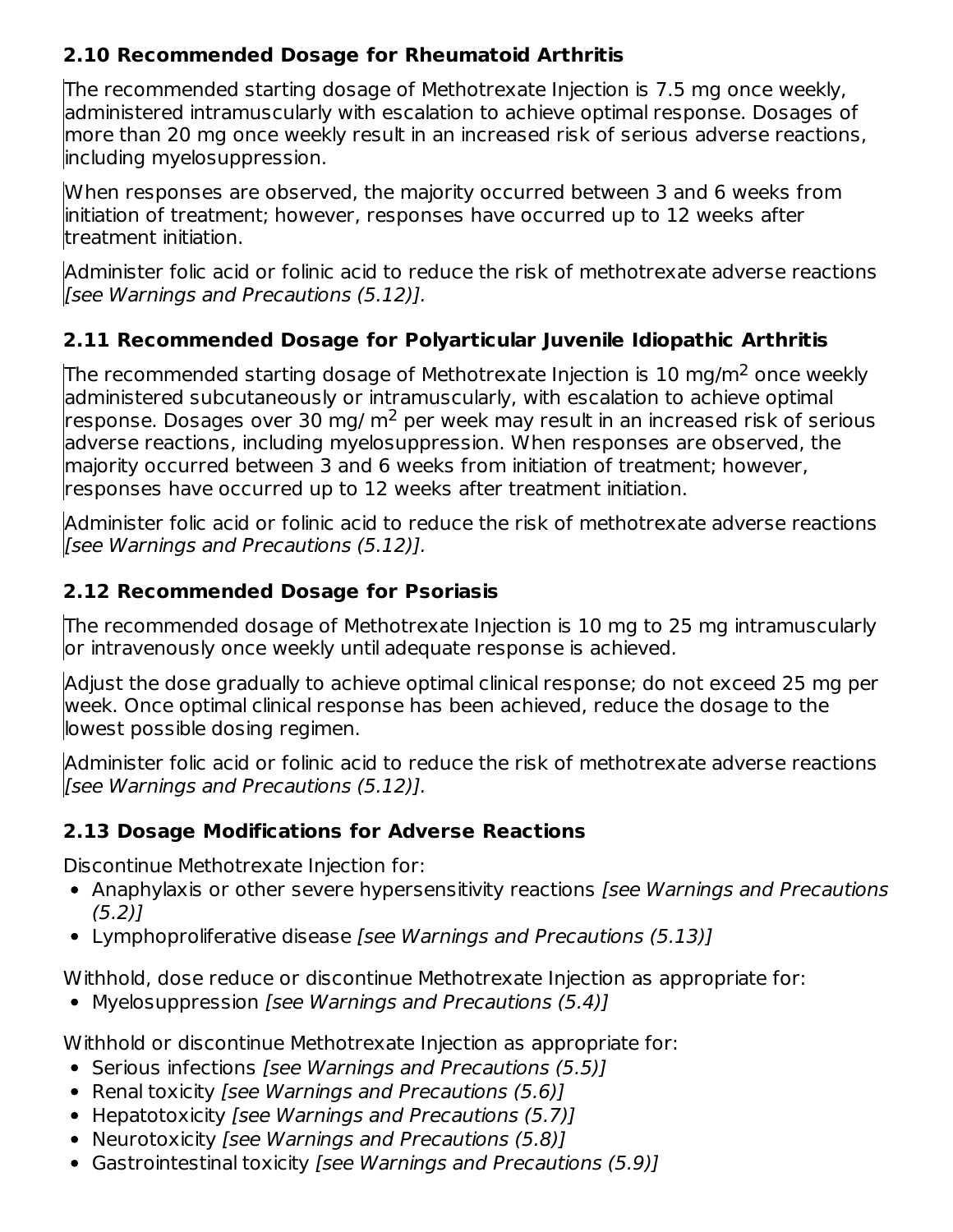### 2.10 Recommended Dosage for Rheumatoid Arthritis

The recommended starting dosage of Methotrexate Injection is 7.5 mg once weekly, administered intramuscularly with escalation to achieve optimal response. Dosages of more than 20 mg once weekly result in an increased risk of serious adverse reactions, including myelosuppression.

When responses are observed, the majority occurred between 3 and 6 weeks from initiation of treatment; however, responses have occurred up to 12 weeks after treatment initiation.

Administer folic acid or folinic acid to reduce the risk of methotrexate adverse reactions *[see Warnings and Precautions (5.12)].*

### 2.11 Recommended Dosage for Polyarticular Juvenile Idiopathic Arthritis

The recommended starting dosage of Methotrexate Injection is 10 mg/$m^2$ once weekly administered subcutaneously or intramuscularly, with escalation to achieve optimal response. Dosages over 30 mg/ $m^2$ per week may result in an increased risk of serious adverse reactions, including myelosuppression. When responses are observed, the majority occurred between 3 and 6 weeks from initiation of treatment; however, responses have occurred up to 12 weeks after treatment initiation.

Administer folic acid or folinic acid to reduce the risk of methotrexate adverse reactions *[see Warnings and Precautions (5.12)].*

### 2.12 Recommended Dosage for Psoriasis

The recommended dosage of Methotrexate Injection is 10 mg to 25 mg intramuscularly or intravenously once weekly until adequate response is achieved.

Adjust the dose gradually to achieve optimal clinical response; do not exceed 25 mg per week. Once optimal clinical response has been achieved, reduce the dosage to the lowest possible dosing regimen.

Administer folic acid or folinic acid to reduce the risk of methotrexate adverse reactions *[see Warnings and Precautions (5.12)].*

### 2.13 Dosage Modifications for Adverse Reactions

Discontinue Methotrexate Injection for:

- Anaphylaxis or other severe hypersensitivity reactions *[see Warnings and Precautions (5.2)]*
- Lymphoproliferative disease *[see Warnings and Precautions (5.13)]*

Withhold, dose reduce or discontinue Methotrexate Injection as appropriate for:

- Myelosuppression *[see Warnings and Precautions (5.4)]*

Withhold or discontinue Methotrexate Injection as appropriate for:

- Serious infections *[see Warnings and Precautions (5.5)]*
- Renal toxicity *[see Warnings and Precautions (5.6)]*
- Hepatotoxicity *[see Warnings and Precautions (5.7)]*
- Neurotoxicity *[see Warnings and Precautions (5.8)]*
- Gastrointestinal toxicity *[see Warnings and Precautions (5.9)]*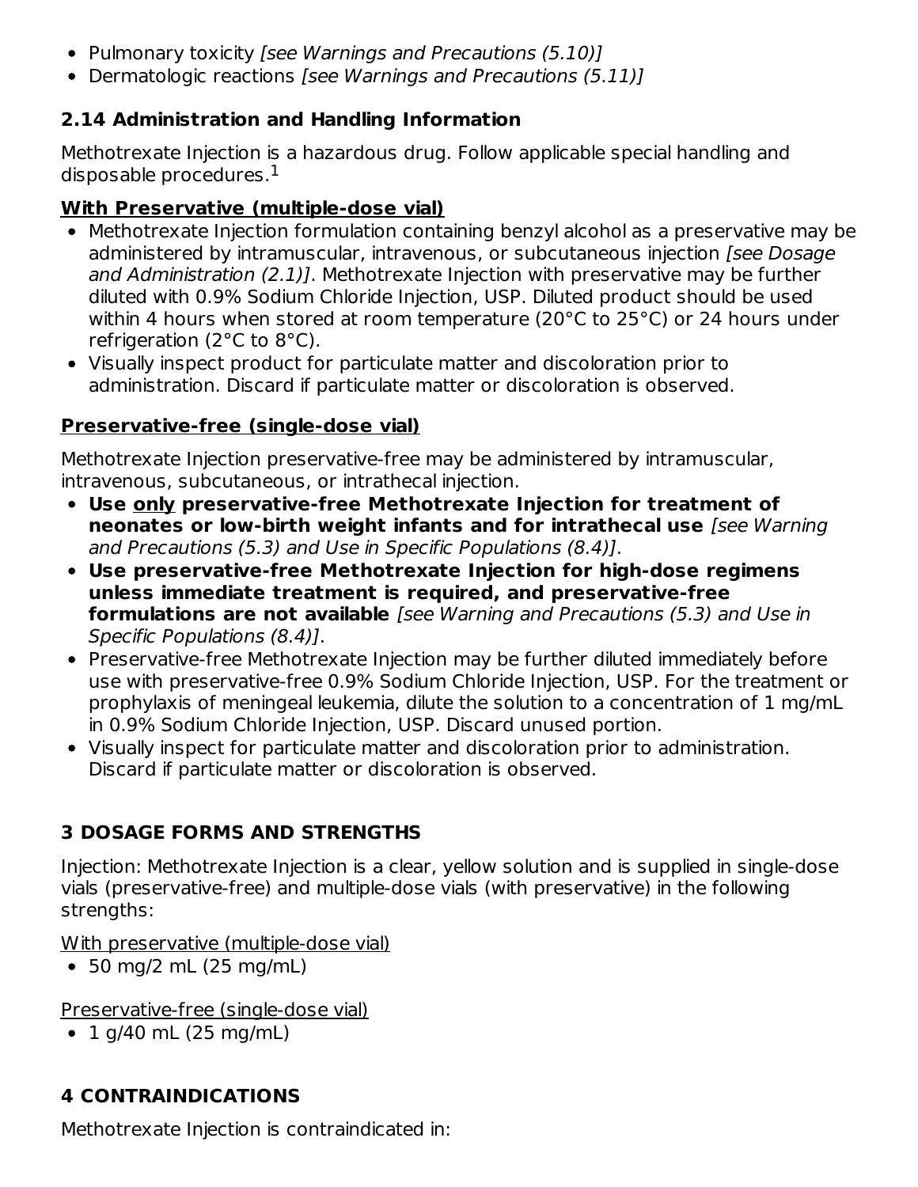- Pulmonary toxicity *[see Warnings and Precautions (5.10)]*
- Dermatologic reactions *[see Warnings and Precautions (5.11)]*

### 2.14 Administration and Handling Information

Methotrexate Injection is a hazardous drug. Follow applicable special handling and disposable procedures.[1]

**With Preservative (multiple-dose vial)**

- Methotrexate Injection formulation containing benzyl alcohol as a preservative may be administered by intramuscular, intravenous, or subcutaneous injection *[see Dosage and Administration (2.1)]*. Methotrexate Injection with preservative may be further diluted with 0.9% Sodium Chloride Injection, USP. Diluted product should be used within 4 hours when stored at room temperature (20°C to 25°C) or 24 hours under refrigeration (2°C to 8°C).
- Visually inspect product for particulate matter and discoloration prior to administration. Discard if particulate matter or discoloration is observed.

**Preservative-free (single-dose vial)**

Methotrexate Injection preservative-free may be administered by intramuscular, intravenous, subcutaneous, or intrathecal injection.

- **Use only preservative-free Methotrexate Injection for treatment of neonates or low-birth weight infants and for intrathecal use** *[see Warning and Precautions (5.3) and Use in Specific Populations (8.4)]*.
- **Use preservative-free Methotrexate Injection for high-dose regimens unless immediate treatment is required, and preservative-free formulations are not available** *[see Warning and Precautions (5.3) and Use in Specific Populations (8.4)]*.
- Preservative-free Methotrexate Injection may be further diluted immediately before use with preservative-free 0.9% Sodium Chloride Injection, USP. For the treatment or prophylaxis of meningeal leukemia, dilute the solution to a concentration of 1 mg/mL in 0.9% Sodium Chloride Injection, USP. Discard unused portion.
- Visually inspect for particulate matter and discoloration prior to administration. Discard if particulate matter or discoloration is observed.

## 3 DOSAGE FORMS AND STRENGTHS

Injection: Methotrexate Injection is a clear, yellow solution and is supplied in single-dose vials (preservative-free) and multiple-dose vials (with preservative) in the following strengths:

With preservative (multiple-dose vial)

- 50 mg/2 mL (25 mg/mL)

Preservative-free (single-dose vial)

- 1 g/40 mL (25 mg/mL)

## 4 CONTRAINDICATIONS

Methotrexate Injection is contraindicated in: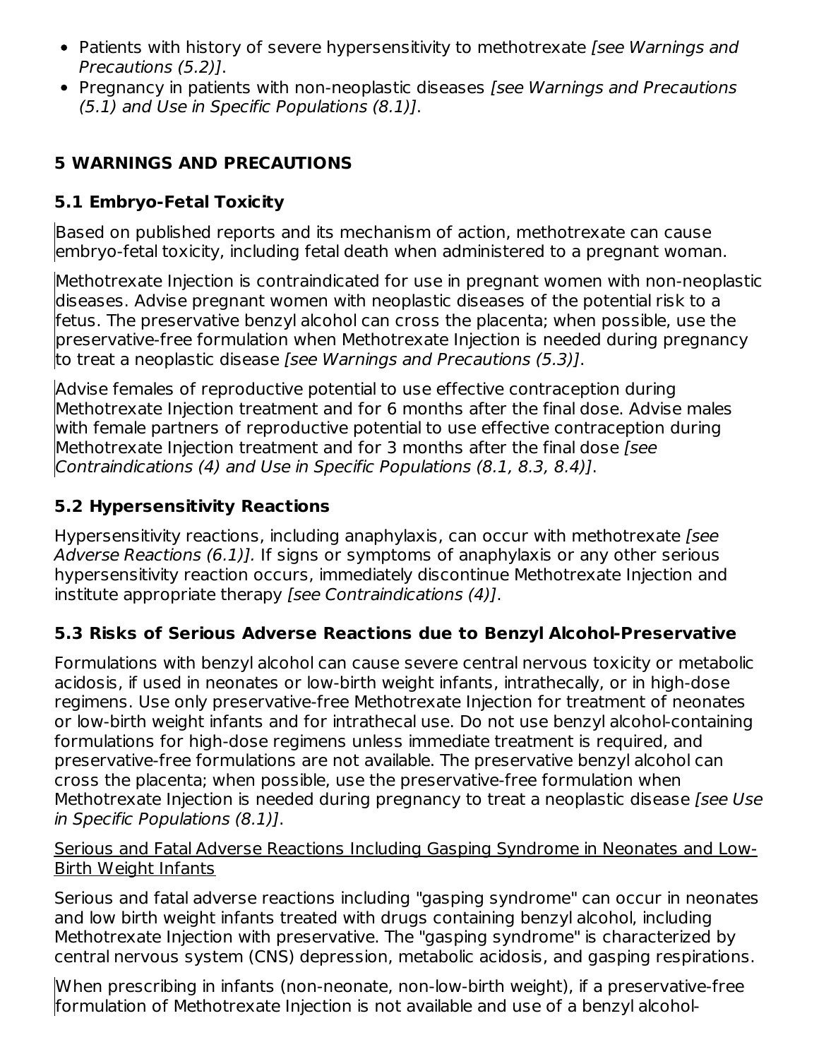- Patients with history of severe hypersensitivity to methotrexate *[see Warnings and Precautions (5.2)]*.
- Pregnancy in patients with non-neoplastic diseases *[see Warnings and Precautions (5.1) and Use in Specific Populations (8.1)]*.

## 5 WARNINGS AND PRECAUTIONS

### 5.1 Embryo-Fetal Toxicity

Based on published reports and its mechanism of action, methotrexate can cause embryo-fetal toxicity, including fetal death when administered to a pregnant woman.

Methotrexate Injection is contraindicated for use in pregnant women with non-neoplastic diseases. Advise pregnant women with neoplastic diseases of the potential risk to a fetus. The preservative benzyl alcohol can cross the placenta; when possible, use the preservative-free formulation when Methotrexate Injection is needed during pregnancy to treat a neoplastic disease *[see Warnings and Precautions (5.3)]*.

Advise females of reproductive potential to use effective contraception during Methotrexate Injection treatment and for 6 months after the final dose. Advise males with female partners of reproductive potential to use effective contraception during Methotrexate Injection treatment and for 3 months after the final dose *[see Contraindications (4) and Use in Specific Populations (8.1, 8.3, 8.4)]*.

### 5.2 Hypersensitivity Reactions

Hypersensitivity reactions, including anaphylaxis, can occur with methotrexate *[see Adverse Reactions (6.1)].* If signs or symptoms of anaphylaxis or any other serious hypersensitivity reaction occurs, immediately discontinue Methotrexate Injection and institute appropriate therapy *[see Contraindications (4)]*.

### 5.3 Risks of Serious Adverse Reactions due to Benzyl Alcohol-Preservative

Formulations with benzyl alcohol can cause severe central nervous toxicity or metabolic acidosis, if used in neonates or low-birth weight infants, intrathecally, or in high-dose regimens. Use only preservative-free Methotrexate Injection for treatment of neonates or low-birth weight infants and for intrathecal use. Do not use benzyl alcohol-containing formulations for high-dose regimens unless immediate treatment is required, and preservative-free formulations are not available. The preservative benzyl alcohol can cross the placenta; when possible, use the preservative-free formulation when Methotrexate Injection is needed during pregnancy to treat a neoplastic disease *[see Use in Specific Populations (8.1)]*.

<u>Serious and Fatal Adverse Reactions Including Gasping Syndrome in Neonates and Low-Birth Weight Infants</u>

Serious and fatal adverse reactions including "gasping syndrome" can occur in neonates and low birth weight infants treated with drugs containing benzyl alcohol, including Methotrexate Injection with preservative. The "gasping syndrome" is characterized by central nervous system (CNS) depression, metabolic acidosis, and gasping respirations.

When prescribing in infants (non-neonate, non-low-birth weight), if a preservative-free formulation of Methotrexate Injection is not available and use of a benzyl alcohol-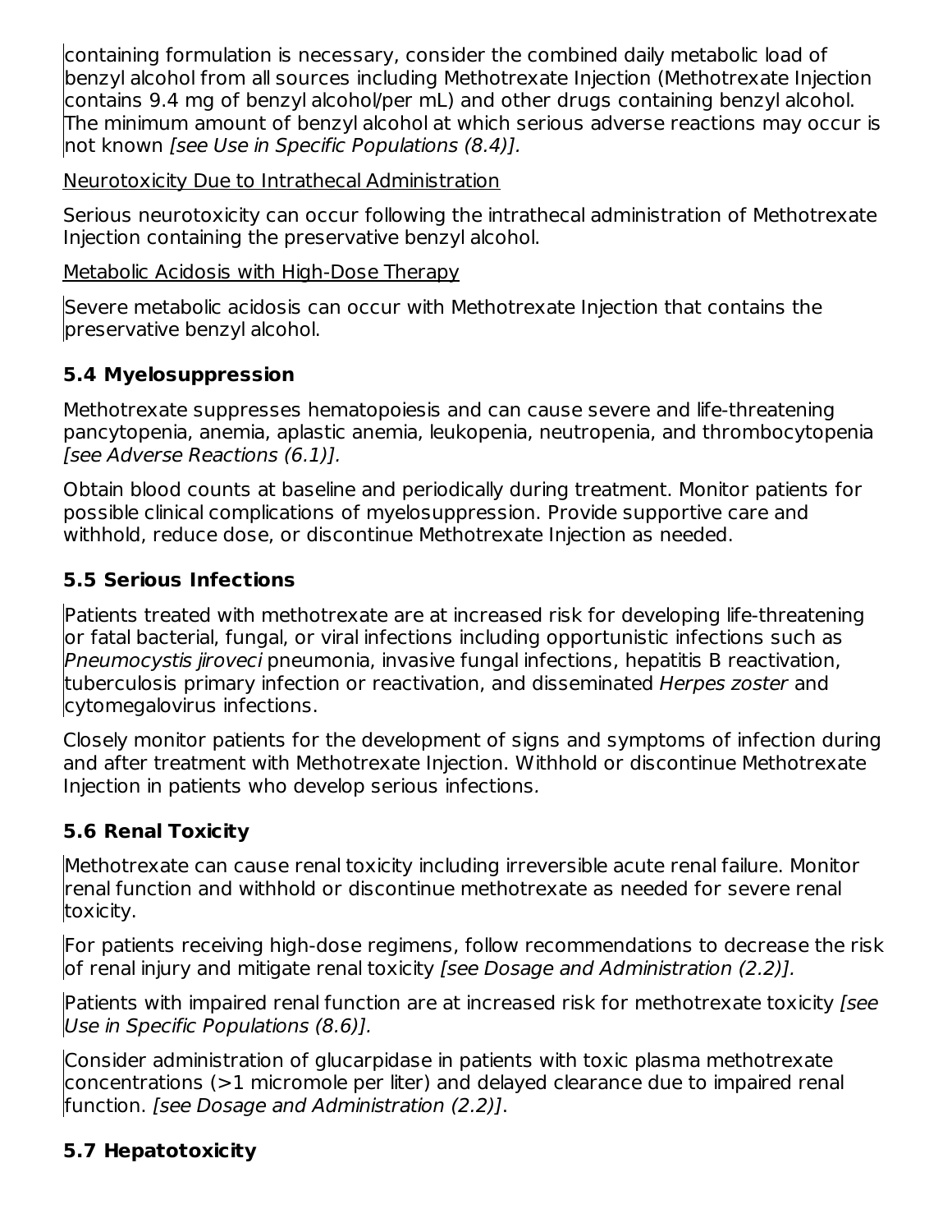containing formulation is necessary, consider the combined daily metabolic load of benzyl alcohol from all sources including Methotrexate Injection (Methotrexate Injection contains 9.4 mg of benzyl alcohol/per mL) and other drugs containing benzyl alcohol. The minimum amount of benzyl alcohol at which serious adverse reactions may occur is not known *[see Use in Specific Populations (8.4)].*

<u>Neurotoxicity Due to Intrathecal Administration</u>

Serious neurotoxicity can occur following the intrathecal administration of Methotrexate Injection containing the preservative benzyl alcohol.

<u>Metabolic Acidosis with High-Dose Therapy</u>

Severe metabolic acidosis can occur with Methotrexate Injection that contains the preservative benzyl alcohol.

### 5.4 Myelosuppression

Methotrexate suppresses hematopoiesis and can cause severe and life-threatening pancytopenia, anemia, aplastic anemia, leukopenia, neutropenia, and thrombocytopenia *[see Adverse Reactions (6.1)].*

Obtain blood counts at baseline and periodically during treatment. Monitor patients for possible clinical complications of myelosuppression. Provide supportive care and withhold, reduce dose, or discontinue Methotrexate Injection as needed.

### 5.5 Serious Infections

Patients treated with methotrexate are at increased risk for developing life-threatening or fatal bacterial, fungal, or viral infections including opportunistic infections such as *Pneumocystis jiroveci* pneumonia, invasive fungal infections, hepatitis B reactivation, tuberculosis primary infection or reactivation, and disseminated *Herpes zoster* and cytomegalovirus infections.

Closely monitor patients for the development of signs and symptoms of infection during and after treatment with Methotrexate Injection. Withhold or discontinue Methotrexate Injection in patients who develop serious infections.

### 5.6 Renal Toxicity

Methotrexate can cause renal toxicity including irreversible acute renal failure. Monitor renal function and withhold or discontinue methotrexate as needed for severe renal toxicity.

For patients receiving high-dose regimens, follow recommendations to decrease the risk of renal injury and mitigate renal toxicity *[see Dosage and Administration (2.2)].*

Patients with impaired renal function are at increased risk for methotrexate toxicity *[see Use in Specific Populations (8.6)].*

Consider administration of glucarpidase in patients with toxic plasma methotrexate concentrations (>1 micromole per liter) and delayed clearance due to impaired renal function. *[see Dosage and Administration (2.2)]*.

### 5.7 Hepatotoxicity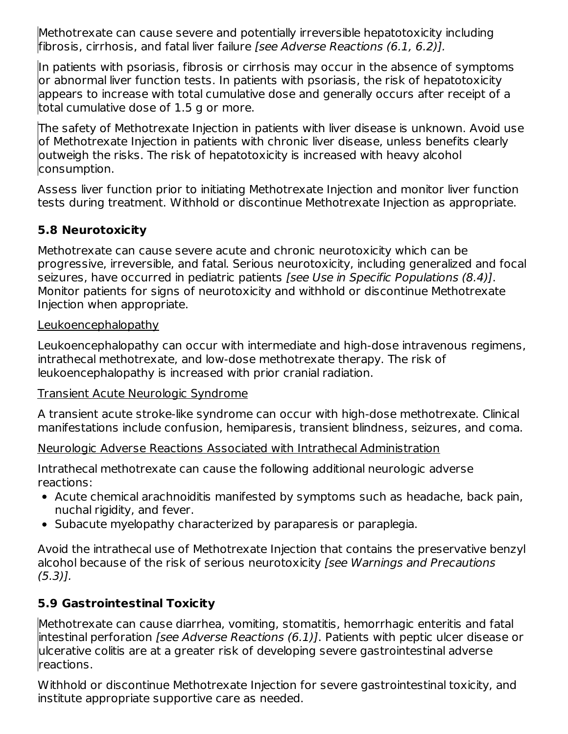Methotrexate can cause severe and potentially irreversible hepatotoxicity including fibrosis, cirrhosis, and fatal liver failure *[see Adverse Reactions (6.1, 6.2)].*

In patients with psoriasis, fibrosis or cirrhosis may occur in the absence of symptoms or abnormal liver function tests. In patients with psoriasis, the risk of hepatotoxicity appears to increase with total cumulative dose and generally occurs after receipt of a total cumulative dose of 1.5 g or more.

The safety of Methotrexate Injection in patients with liver disease is unknown. Avoid use of Methotrexate Injection in patients with chronic liver disease, unless benefits clearly outweigh the risks. The risk of hepatotoxicity is increased with heavy alcohol consumption.

Assess liver function prior to initiating Methotrexate Injection and monitor liver function tests during treatment. Withhold or discontinue Methotrexate Injection as appropriate.

### 5.8 Neurotoxicity

Methotrexate can cause severe acute and chronic neurotoxicity which can be progressive, irreversible, and fatal. Serious neurotoxicity, including generalized and focal seizures, have occurred in pediatric patients *[see Use in Specific Populations (8.4)]*. Monitor patients for signs of neurotoxicity and withhold or discontinue Methotrexate Injection when appropriate.

Leukoencephalopathy

Leukoencephalopathy can occur with intermediate and high-dose intravenous regimens, intrathecal methotrexate, and low-dose methotrexate therapy. The risk of leukoencephalopathy is increased with prior cranial radiation.

Transient Acute Neurologic Syndrome

A transient acute stroke-like syndrome can occur with high-dose methotrexate. Clinical manifestations include confusion, hemiparesis, transient blindness, seizures, and coma.

Neurologic Adverse Reactions Associated with Intrathecal Administration

Intrathecal methotrexate can cause the following additional neurologic adverse reactions:

- Acute chemical arachnoiditis manifested by symptoms such as headache, back pain, nuchal rigidity, and fever.
- Subacute myelopathy characterized by paraparesis or paraplegia.

Avoid the intrathecal use of Methotrexate Injection that contains the preservative benzyl alcohol because of the risk of serious neurotoxicity *[see Warnings and Precautions (5.3)].*

### 5.9 Gastrointestinal Toxicity

Methotrexate can cause diarrhea, vomiting, stomatitis, hemorrhagic enteritis and fatal intestinal perforation *[see Adverse Reactions (6.1)]*. Patients with peptic ulcer disease or ulcerative colitis are at a greater risk of developing severe gastrointestinal adverse reactions.

Withhold or discontinue Methotrexate Injection for severe gastrointestinal toxicity, and institute appropriate supportive care as needed.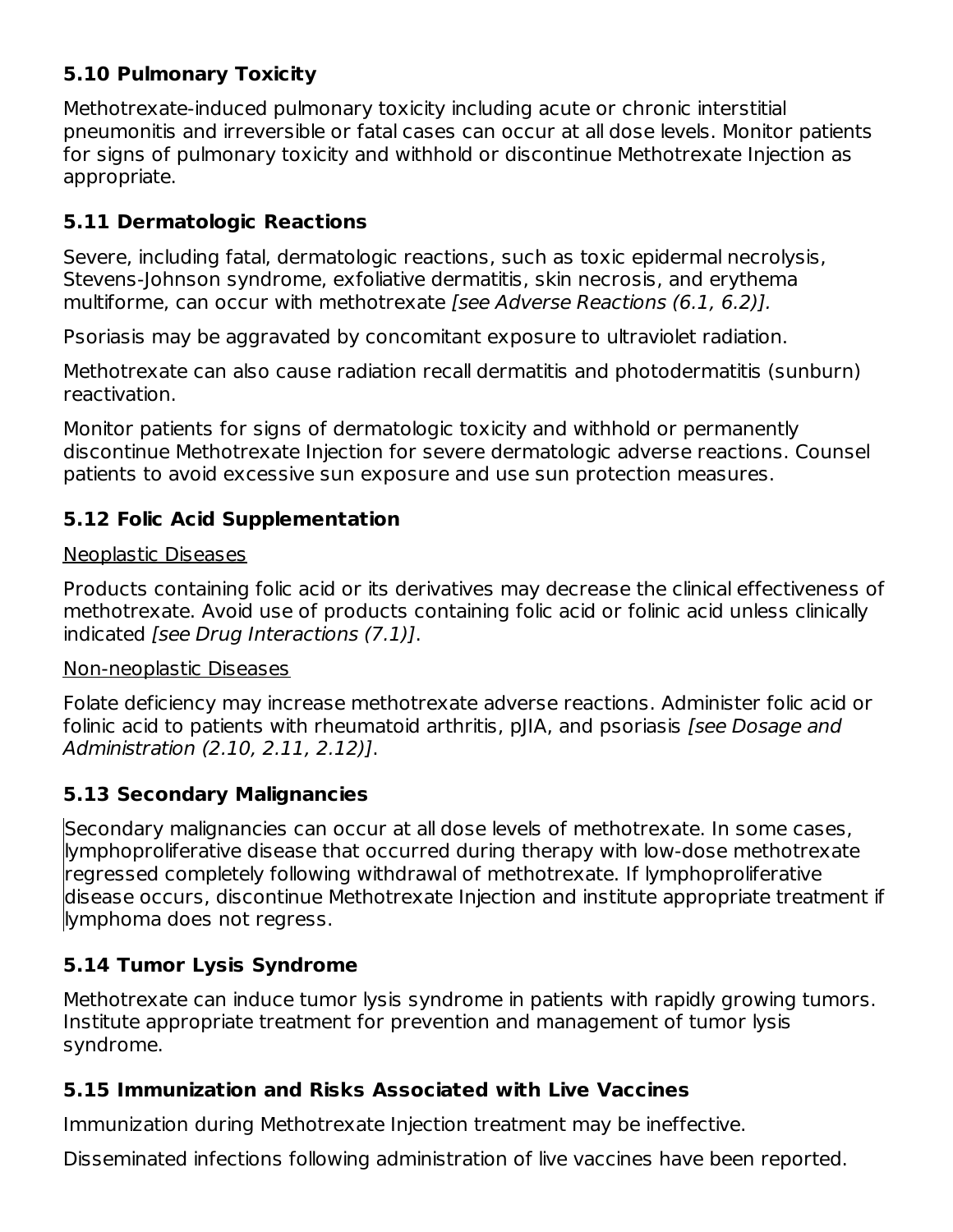### 5.10 Pulmonary Toxicity

Methotrexate-induced pulmonary toxicity including acute or chronic interstitial pneumonitis and irreversible or fatal cases can occur at all dose levels. Monitor patients for signs of pulmonary toxicity and withhold or discontinue Methotrexate Injection as appropriate.

### 5.11 Dermatologic Reactions

Severe, including fatal, dermatologic reactions, such as toxic epidermal necrolysis, Stevens-Johnson syndrome, exfoliative dermatitis, skin necrosis, and erythema multiforme, can occur with methotrexate *[see Adverse Reactions (6.1, 6.2)].*

Psoriasis may be aggravated by concomitant exposure to ultraviolet radiation.

Methotrexate can also cause radiation recall dermatitis and photodermatitis (sunburn) reactivation.

Monitor patients for signs of dermatologic toxicity and withhold or permanently discontinue Methotrexate Injection for severe dermatologic adverse reactions. Counsel patients to avoid excessive sun exposure and use sun protection measures.

### 5.12 Folic Acid Supplementation

<u>Neoplastic Diseases</u>

Products containing folic acid or its derivatives may decrease the clinical effectiveness of methotrexate. Avoid use of products containing folic acid or folinic acid unless clinically indicated *[see Drug Interactions (7.1)]*.

<u>Non-neoplastic Diseases</u>

Folate deficiency may increase methotrexate adverse reactions. Administer folic acid or folinic acid to patients with rheumatoid arthritis, pJIA, and psoriasis *[see Dosage and Administration (2.10, 2.11, 2.12)]*.

### 5.13 Secondary Malignancies

Secondary malignancies can occur at all dose levels of methotrexate. In some cases, lymphoproliferative disease that occurred during therapy with low-dose methotrexate regressed completely following withdrawal of methotrexate. If lymphoproliferative disease occurs, discontinue Methotrexate Injection and institute appropriate treatment if lymphoma does not regress.

### 5.14 Tumor Lysis Syndrome

Methotrexate can induce tumor lysis syndrome in patients with rapidly growing tumors. Institute appropriate treatment for prevention and management of tumor lysis syndrome.

### 5.15 Immunization and Risks Associated with Live Vaccines

Immunization during Methotrexate Injection treatment may be ineffective.

Disseminated infections following administration of live vaccines have been reported.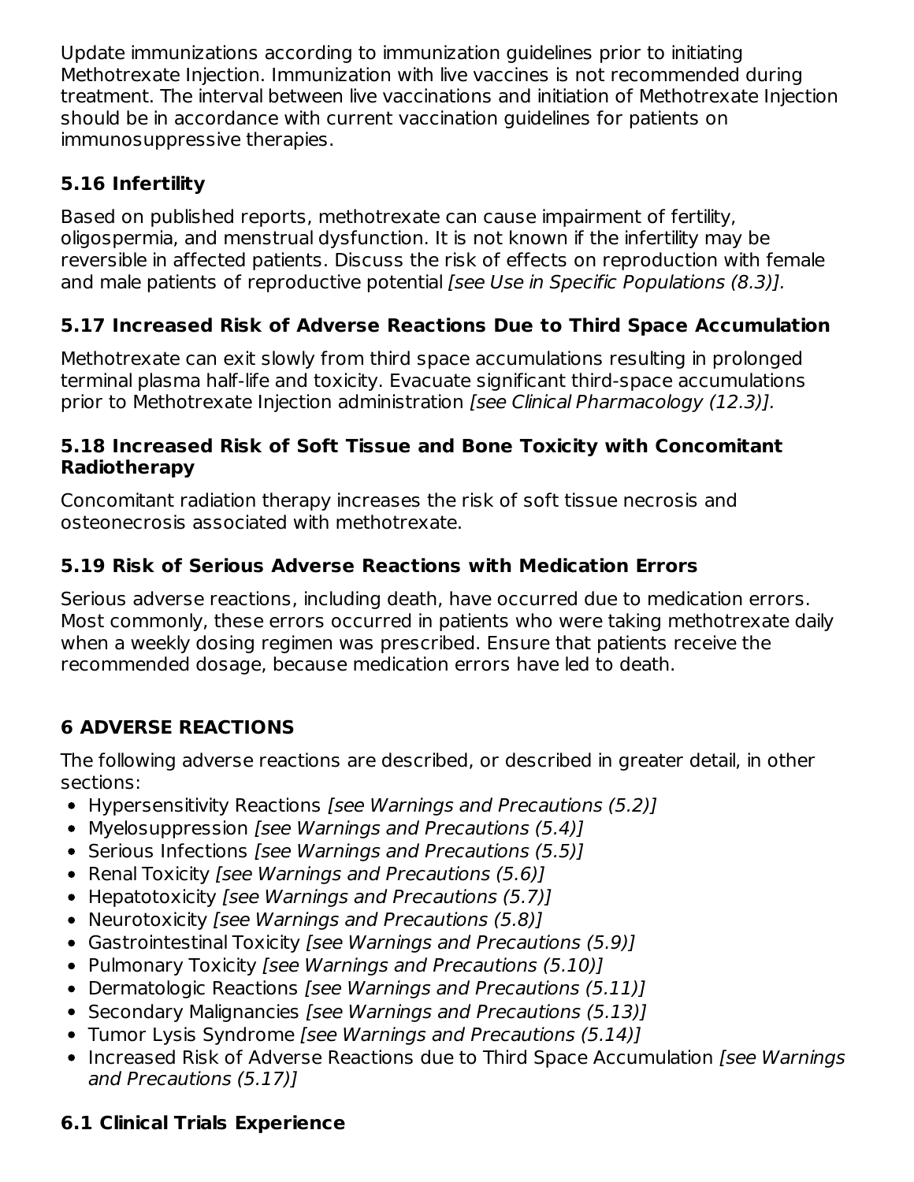Update immunizations according to immunization guidelines prior to initiating Methotrexate Injection. Immunization with live vaccines is not recommended during treatment. The interval between live vaccinations and initiation of Methotrexate Injection should be in accordance with current vaccination guidelines for patients on immunosuppressive therapies.

### 5.16 Infertility

Based on published reports, methotrexate can cause impairment of fertility, oligospermia, and menstrual dysfunction. It is not known if the infertility may be reversible in affected patients. Discuss the risk of effects on reproduction with female and male patients of reproductive potential *[see Use in Specific Populations (8.3)]*.

### 5.17 Increased Risk of Adverse Reactions Due to Third Space Accumulation

Methotrexate can exit slowly from third space accumulations resulting in prolonged terminal plasma half-life and toxicity. Evacuate significant third-space accumulations prior to Methotrexate Injection administration *[see Clinical Pharmacology (12.3)]*.

### 5.18 Increased Risk of Soft Tissue and Bone Toxicity with Concomitant Radiotherapy

Concomitant radiation therapy increases the risk of soft tissue necrosis and osteonecrosis associated with methotrexate.

### 5.19 Risk of Serious Adverse Reactions with Medication Errors

Serious adverse reactions, including death, have occurred due to medication errors. Most commonly, these errors occurred in patients who were taking methotrexate daily when a weekly dosing regimen was prescribed. Ensure that patients receive the recommended dosage, because medication errors have led to death.

## 6 ADVERSE REACTIONS

The following adverse reactions are described, or described in greater detail, in other sections:

- Hypersensitivity Reactions *[see Warnings and Precautions (5.2)]*
- Myelosuppression *[see Warnings and Precautions (5.4)]*
- Serious Infections *[see Warnings and Precautions (5.5)]*
- Renal Toxicity *[see Warnings and Precautions (5.6)]*
- Hepatotoxicity *[see Warnings and Precautions (5.7)]*
- Neurotoxicity *[see Warnings and Precautions (5.8)]*
- Gastrointestinal Toxicity *[see Warnings and Precautions (5.9)]*
- Pulmonary Toxicity *[see Warnings and Precautions (5.10)]*
- Dermatologic Reactions *[see Warnings and Precautions (5.11)]*
- Secondary Malignancies *[see Warnings and Precautions (5.13)]*
- Tumor Lysis Syndrome *[see Warnings and Precautions (5.14)]*
- Increased Risk of Adverse Reactions due to Third Space Accumulation *[see Warnings and Precautions (5.17)]*

### 6.1 Clinical Trials Experience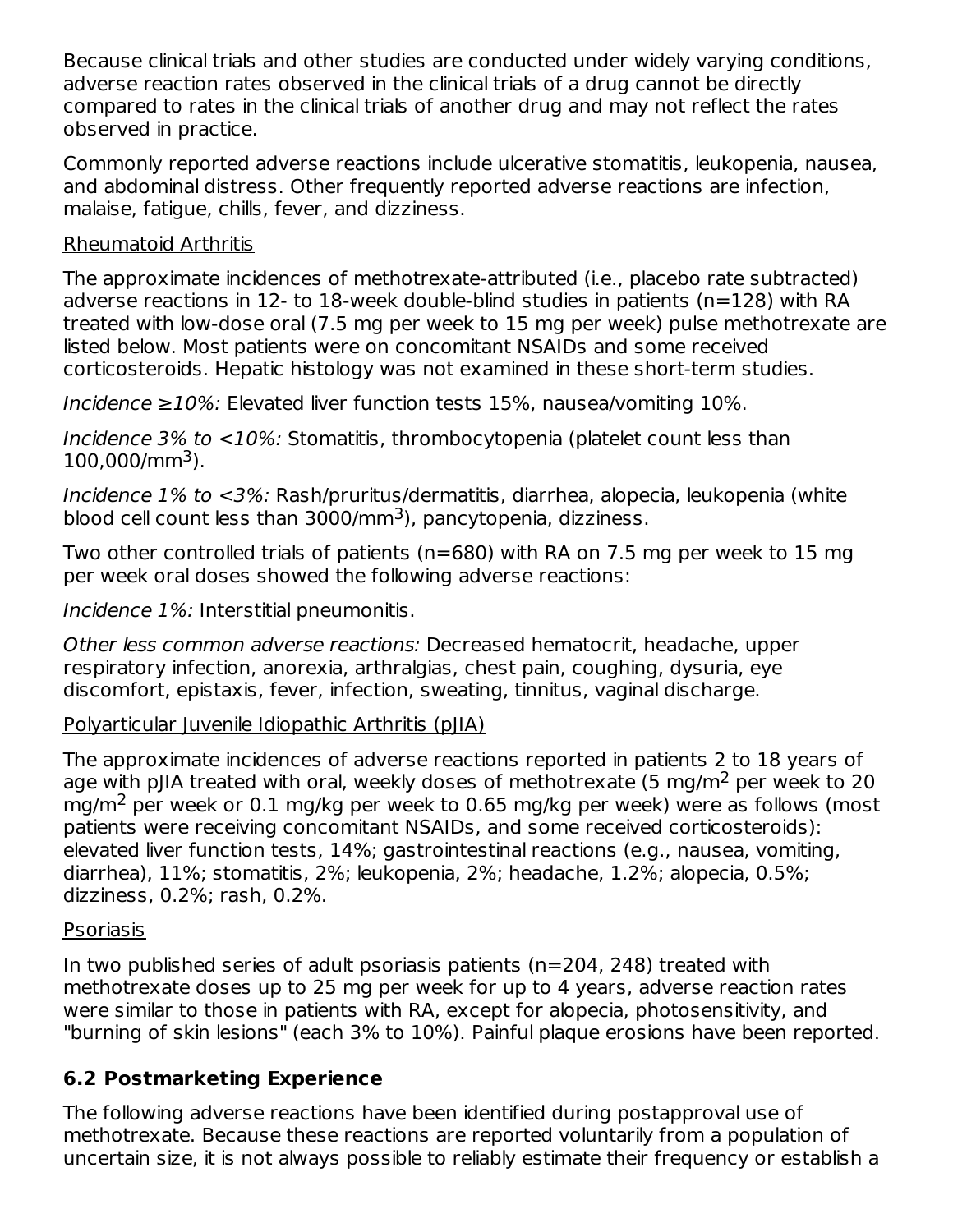Because clinical trials and other studies are conducted under widely varying conditions, adverse reaction rates observed in the clinical trials of a drug cannot be directly compared to rates in the clinical trials of another drug and may not reflect the rates observed in practice.

Commonly reported adverse reactions include ulcerative stomatitis, leukopenia, nausea, and abdominal distress. Other frequently reported adverse reactions are infection, malaise, fatigue, chills, fever, and dizziness.

Rheumatoid Arthritis

The approximate incidences of methotrexate-attributed (i.e., placebo rate subtracted) adverse reactions in 12- to 18-week double-blind studies in patients (n=128) with RA treated with low-dose oral (7.5 mg per week to 15 mg per week) pulse methotrexate are listed below. Most patients were on concomitant NSAIDs and some received corticosteroids. Hepatic histology was not examined in these short-term studies.

*Incidence ≥10%:* Elevated liver function tests 15%, nausea/vomiting 10%.

*Incidence 3% to <10%:* Stomatitis, thrombocytopenia (platelet count less than 100,000/mm$^3$).

*Incidence 1% to <3%:* Rash/pruritus/dermatitis, diarrhea, alopecia, leukopenia (white blood cell count less than 3000/mm$^3$), pancytopenia, dizziness.

Two other controlled trials of patients (n=680) with RA on 7.5 mg per week to 15 mg per week oral doses showed the following adverse reactions:

*Incidence 1%:* Interstitial pneumonitis.

*Other less common adverse reactions:* Decreased hematocrit, headache, upper respiratory infection, anorexia, arthralgias, chest pain, coughing, dysuria, eye discomfort, epistaxis, fever, infection, sweating, tinnitus, vaginal discharge.

Polyarticular Juvenile Idiopathic Arthritis (pJIA)

The approximate incidences of adverse reactions reported in patients 2 to 18 years of age with pJIA treated with oral, weekly doses of methotrexate (5 mg/m$^2$ per week to 20 mg/m$^2$ per week or 0.1 mg/kg per week to 0.65 mg/kg per week) were as follows (most patients were receiving concomitant NSAIDs, and some received corticosteroids): elevated liver function tests, 14%; gastrointestinal reactions (e.g., nausea, vomiting, diarrhea), 11%; stomatitis, 2%; leukopenia, 2%; headache, 1.2%; alopecia, 0.5%; dizziness, 0.2%; rash, 0.2%.

Psoriasis

In two published series of adult psoriasis patients (n=204, 248) treated with methotrexate doses up to 25 mg per week for up to 4 years, adverse reaction rates were similar to those in patients with RA, except for alopecia, photosensitivity, and "burning of skin lesions" (each 3% to 10%). Painful plaque erosions have been reported.

## 6.2 Postmarketing Experience

The following adverse reactions have been identified during postapproval use of methotrexate. Because these reactions are reported voluntarily from a population of uncertain size, it is not always possible to reliably estimate their frequency or establish a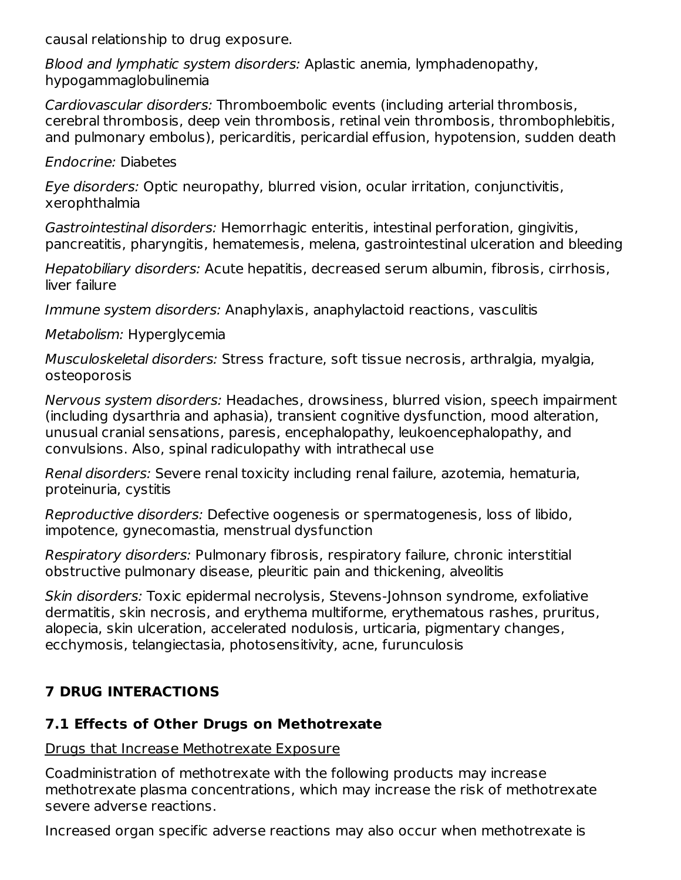causal relationship to drug exposure.

*Blood and lymphatic system disorders:* Aplastic anemia, lymphadenopathy, hypogammaglobulinemia

*Cardiovascular disorders:* Thromboembolic events (including arterial thrombosis, cerebral thrombosis, deep vein thrombosis, retinal vein thrombosis, thrombophlebitis, and pulmonary embolus), pericarditis, pericardial effusion, hypotension, sudden death

*Endocrine:* Diabetes

*Eye disorders:* Optic neuropathy, blurred vision, ocular irritation, conjunctivitis, xerophthalmia

*Gastrointestinal disorders:* Hemorrhagic enteritis, intestinal perforation, gingivitis, pancreatitis, pharyngitis, hematemesis, melena, gastrointestinal ulceration and bleeding

*Hepatobiliary disorders:* Acute hepatitis, decreased serum albumin, fibrosis, cirrhosis, liver failure

*Immune system disorders:* Anaphylaxis, anaphylactoid reactions, vasculitis

*Metabolism:* Hyperglycemia

*Musculoskeletal disorders:* Stress fracture, soft tissue necrosis, arthralgia, myalgia, osteoporosis

*Nervous system disorders:* Headaches, drowsiness, blurred vision, speech impairment (including dysarthria and aphasia), transient cognitive dysfunction, mood alteration, unusual cranial sensations, paresis, encephalopathy, leukoencephalopathy, and convulsions. Also, spinal radiculopathy with intrathecal use

*Renal disorders:* Severe renal toxicity including renal failure, azotemia, hematuria, proteinuria, cystitis

*Reproductive disorders:* Defective oogenesis or spermatogenesis, loss of libido, impotence, gynecomastia, menstrual dysfunction

*Respiratory disorders:* Pulmonary fibrosis, respiratory failure, chronic interstitial obstructive pulmonary disease, pleuritic pain and thickening, alveolitis

*Skin disorders:* Toxic epidermal necrolysis, Stevens-Johnson syndrome, exfoliative dermatitis, skin necrosis, and erythema multiforme, erythematous rashes, pruritus, alopecia, skin ulceration, accelerated nodulosis, urticaria, pigmentary changes, ecchymosis, telangiectasia, photosensitivity, acne, furunculosis

## 7 DRUG INTERACTIONS

### 7.1 Effects of Other Drugs on Methotrexate

Drugs that Increase Methotrexate Exposure

Coadministration of methotrexate with the following products may increase methotrexate plasma concentrations, which may increase the risk of methotrexate severe adverse reactions.

Increased organ specific adverse reactions may also occur when methotrexate is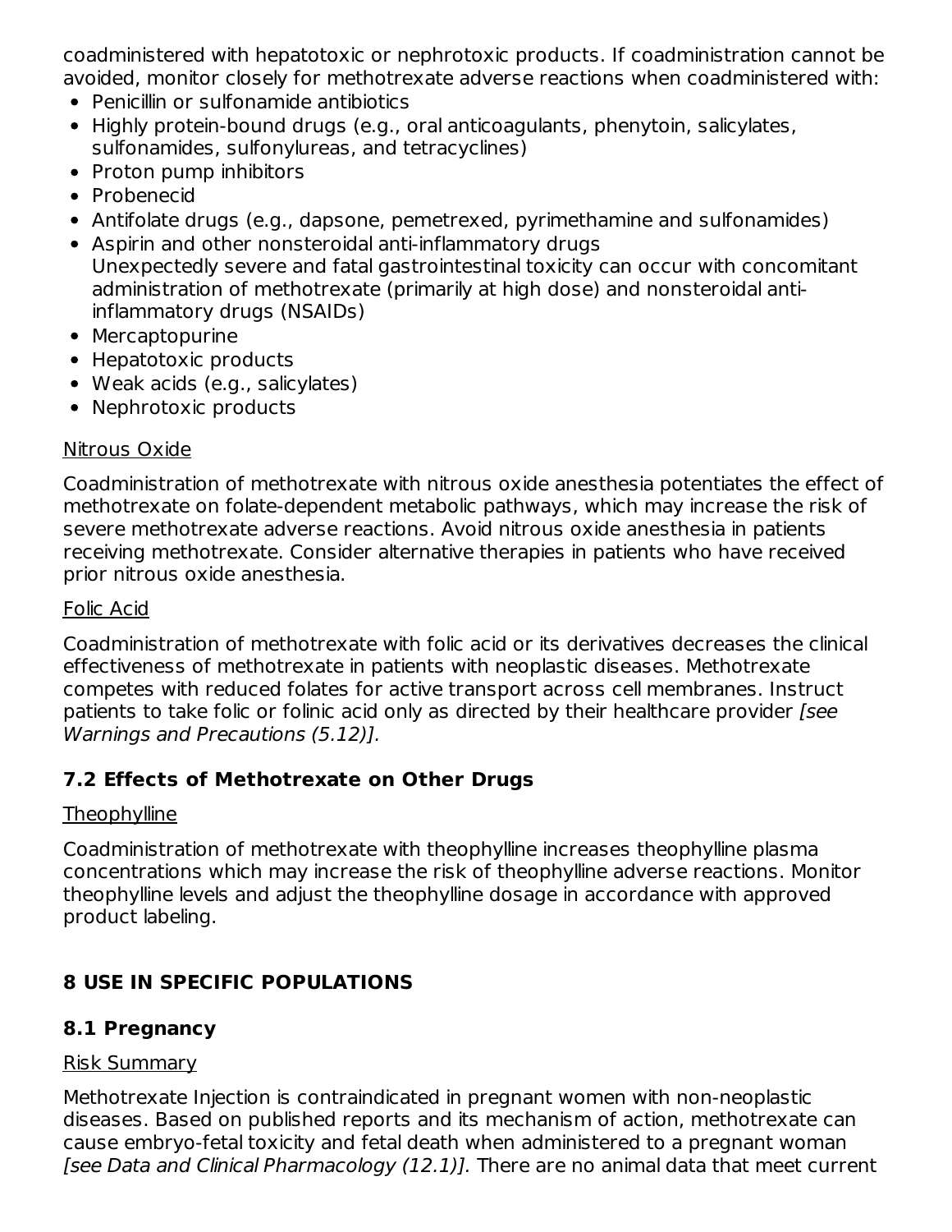coadministered with hepatotoxic or nephrotoxic products. If coadministration cannot be avoided, monitor closely for methotrexate adverse reactions when coadministered with:

- Penicillin or sulfonamide antibiotics
- Highly protein-bound drugs (e.g., oral anticoagulants, phenytoin, salicylates, sulfonamides, sulfonylureas, and tetracyclines)
- Proton pump inhibitors
- Probenecid
- Antifolate drugs (e.g., dapsone, pemetrexed, pyrimethamine and sulfonamides)
- Aspirin and other nonsteroidal anti-inflammatory drugs
  Unexpectedly severe and fatal gastrointestinal toxicity can occur with concomitant administration of methotrexate (primarily at high dose) and nonsteroidal anti-inflammatory drugs (NSAIDs)
- Mercaptopurine
- Hepatotoxic products
- Weak acids (e.g., salicylates)
- Nephrotoxic products

Nitrous Oxide

Coadministration of methotrexate with nitrous oxide anesthesia potentiates the effect of methotrexate on folate-dependent metabolic pathways, which may increase the risk of severe methotrexate adverse reactions. Avoid nitrous oxide anesthesia in patients receiving methotrexate. Consider alternative therapies in patients who have received prior nitrous oxide anesthesia.

Folic Acid

Coadministration of methotrexate with folic acid or its derivatives decreases the clinical effectiveness of methotrexate in patients with neoplastic diseases. Methotrexate competes with reduced folates for active transport across cell membranes. Instruct patients to take folic or folinic acid only as directed by their healthcare provider *[see Warnings and Precautions (5.12)]*.

### 7.2 Effects of Methotrexate on Other Drugs

Theophylline

Coadministration of methotrexate with theophylline increases theophylline plasma concentrations which may increase the risk of theophylline adverse reactions. Monitor theophylline levels and adjust the theophylline dosage in accordance with approved product labeling.

## 8 USE IN SPECIFIC POPULATIONS

### 8.1 Pregnancy

Risk Summary

Methotrexate Injection is contraindicated in pregnant women with non-neoplastic diseases. Based on published reports and its mechanism of action, methotrexate can cause embryo-fetal toxicity and fetal death when administered to a pregnant woman *[see Data and Clinical Pharmacology (12.1)]*. There are no animal data that meet current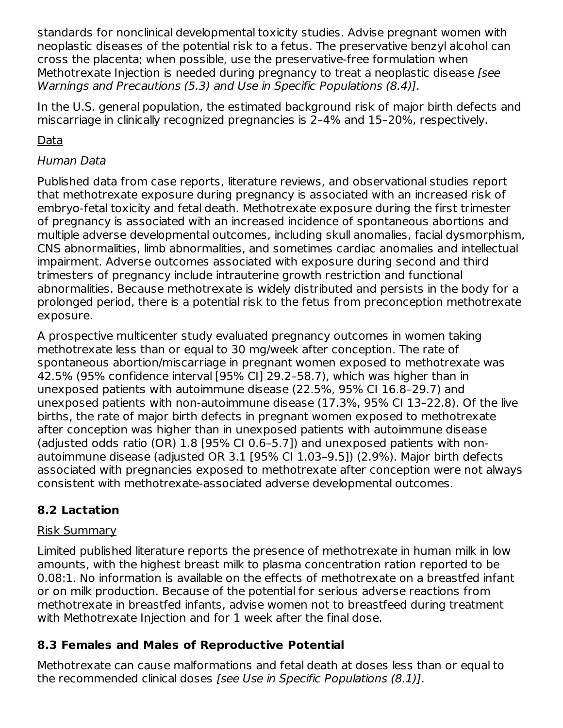standards for nonclinical developmental toxicity studies. Advise pregnant women with neoplastic diseases of the potential risk to a fetus. The preservative benzyl alcohol can cross the placenta; when possible, use the preservative-free formulation when Methotrexate Injection is needed during pregnancy to treat a neoplastic disease *[see Warnings and Precautions (5.3) and Use in Specific Populations (8.4)]*.

In the U.S. general population, the estimated background risk of major birth defects and miscarriage in clinically recognized pregnancies is 2–4% and 15–20%, respectively.

Data

*Human Data*

Published data from case reports, literature reviews, and observational studies report that methotrexate exposure during pregnancy is associated with an increased risk of embryo-fetal toxicity and fetal death. Methotrexate exposure during the first trimester of pregnancy is associated with an increased incidence of spontaneous abortions and multiple adverse developmental outcomes, including skull anomalies, facial dysmorphism, CNS abnormalities, limb abnormalities, and sometimes cardiac anomalies and intellectual impairment. Adverse outcomes associated with exposure during second and third trimesters of pregnancy include intrauterine growth restriction and functional abnormalities. Because methotrexate is widely distributed and persists in the body for a prolonged period, there is a potential risk to the fetus from preconception methotrexate exposure.

A prospective multicenter study evaluated pregnancy outcomes in women taking methotrexate less than or equal to 30 mg/week after conception. The rate of spontaneous abortion/miscarriage in pregnant women exposed to methotrexate was 42.5% (95% confidence interval [95% CI] 29.2–58.7), which was higher than in unexposed patients with autoimmune disease (22.5%, 95% CI 16.8–29.7) and unexposed patients with non-autoimmune disease (17.3%, 95% CI 13–22.8). Of the live births, the rate of major birth defects in pregnant women exposed to methotrexate after conception was higher than in unexposed patients with autoimmune disease (adjusted odds ratio (OR) 1.8 [95% CI 0.6–5.7]) and unexposed patients with non-autoimmune disease (adjusted OR 3.1 [95% CI 1.03–9.5]) (2.9%). Major birth defects associated with pregnancies exposed to methotrexate after conception were not always consistent with methotrexate-associated adverse developmental outcomes.

## 8.2 Lactation

Risk Summary

Limited published literature reports the presence of methotrexate in human milk in low amounts, with the highest breast milk to plasma concentration ration reported to be 0.08:1. No information is available on the effects of methotrexate on a breastfed infant or on milk production. Because of the potential for serious adverse reactions from methotrexate in breastfed infants, advise women not to breastfeed during treatment with Methotrexate Injection and for 1 week after the final dose.

## 8.3 Females and Males of Reproductive Potential

Methotrexate can cause malformations and fetal death at doses less than or equal to the recommended clinical doses *[see Use in Specific Populations (8.1)]*.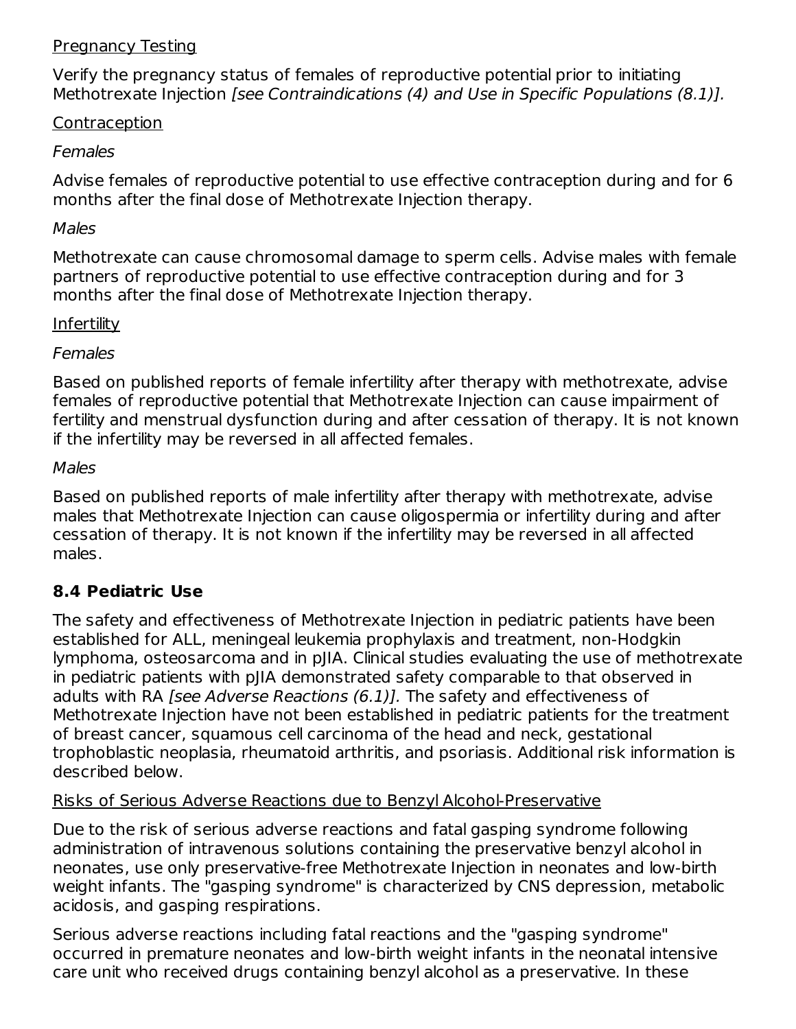Pregnancy Testing

Verify the pregnancy status of females of reproductive potential prior to initiating Methotrexate Injection *[see Contraindications (4) and Use in Specific Populations (8.1)].*

Contraception

*Females*

Advise females of reproductive potential to use effective contraception during and for 6 months after the final dose of Methotrexate Injection therapy.

*Males*

Methotrexate can cause chromosomal damage to sperm cells. Advise males with female partners of reproductive potential to use effective contraception during and for 3 months after the final dose of Methotrexate Injection therapy.

Infertility

*Females*

Based on published reports of female infertility after therapy with methotrexate, advise females of reproductive potential that Methotrexate Injection can cause impairment of fertility and menstrual dysfunction during and after cessation of therapy. It is not known if the infertility may be reversed in all affected females.

*Males*

Based on published reports of male infertility after therapy with methotrexate, advise males that Methotrexate Injection can cause oligospermia or infertility during and after cessation of therapy. It is not known if the infertility may be reversed in all affected males.

### 8.4 Pediatric Use

The safety and effectiveness of Methotrexate Injection in pediatric patients have been established for ALL, meningeal leukemia prophylaxis and treatment, non-Hodgkin lymphoma, osteosarcoma and in pJIA. Clinical studies evaluating the use of methotrexate in pediatric patients with pJIA demonstrated safety comparable to that observed in adults with RA *[see Adverse Reactions (6.1)].* The safety and effectiveness of Methotrexate Injection have not been established in pediatric patients for the treatment of breast cancer, squamous cell carcinoma of the head and neck, gestational trophoblastic neoplasia, rheumatoid arthritis, and psoriasis. Additional risk information is described below.

Risks of Serious Adverse Reactions due to Benzyl Alcohol-Preservative

Due to the risk of serious adverse reactions and fatal gasping syndrome following administration of intravenous solutions containing the preservative benzyl alcohol in neonates, use only preservative-free Methotrexate Injection in neonates and low-birth weight infants. The "gasping syndrome" is characterized by CNS depression, metabolic acidosis, and gasping respirations.

Serious adverse reactions including fatal reactions and the "gasping syndrome" occurred in premature neonates and low-birth weight infants in the neonatal intensive care unit who received drugs containing benzyl alcohol as a preservative. In these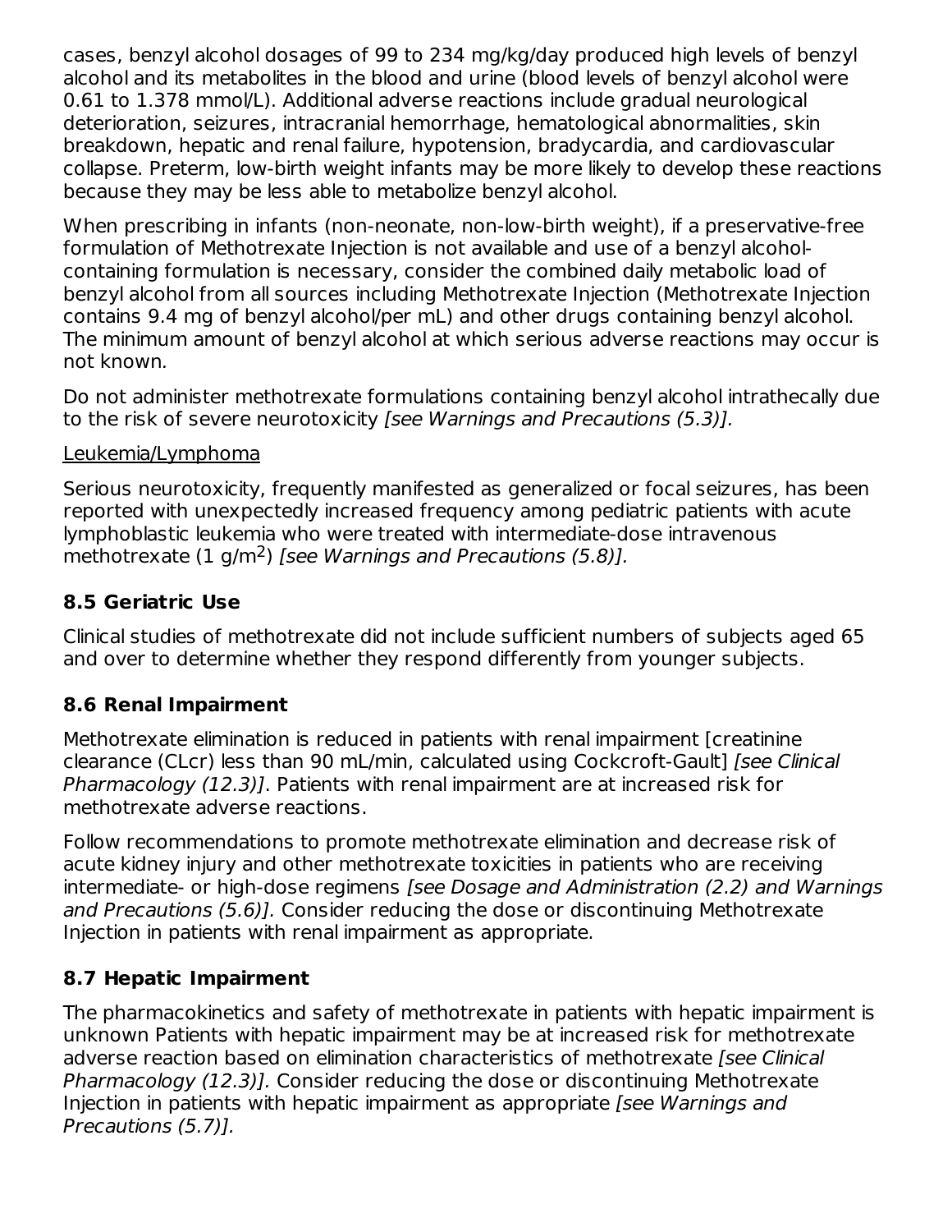cases, benzyl alcohol dosages of 99 to 234 mg/kg/day produced high levels of benzyl alcohol and its metabolites in the blood and urine (blood levels of benzyl alcohol were 0.61 to 1.378 mmol/L). Additional adverse reactions include gradual neurological deterioration, seizures, intracranial hemorrhage, hematological abnormalities, skin breakdown, hepatic and renal failure, hypotension, bradycardia, and cardiovascular collapse. Preterm, low-birth weight infants may be more likely to develop these reactions because they may be less able to metabolize benzyl alcohol.

When prescribing in infants (non-neonate, non-low-birth weight), if a preservative-free formulation of Methotrexate Injection is not available and use of a benzyl alcohol-containing formulation is necessary, consider the combined daily metabolic load of benzyl alcohol from all sources including Methotrexate Injection (Methotrexate Injection contains 9.4 mg of benzyl alcohol/per mL) and other drugs containing benzyl alcohol. The minimum amount of benzyl alcohol at which serious adverse reactions may occur is not known.

Do not administer methotrexate formulations containing benzyl alcohol intrathecally due to the risk of severe neurotoxicity *[see Warnings and Precautions (5.3)].*

Leukemia/Lymphoma

Serious neurotoxicity, frequently manifested as generalized or focal seizures, has been reported with unexpectedly increased frequency among pediatric patients with acute lymphoblastic leukemia who were treated with intermediate-dose intravenous methotrexate (1 g/$m^2$) *[see Warnings and Precautions (5.8)].*

### 8.5 Geriatric Use

Clinical studies of methotrexate did not include sufficient numbers of subjects aged 65 and over to determine whether they respond differently from younger subjects.

### 8.6 Renal Impairment

Methotrexate elimination is reduced in patients with renal impairment [creatinine clearance (CLcr) less than 90 mL/min, calculated using Cockcroft-Gault] *[see Clinical Pharmacology (12.3)]*. Patients with renal impairment are at increased risk for methotrexate adverse reactions.

Follow recommendations to promote methotrexate elimination and decrease risk of acute kidney injury and other methotrexate toxicities in patients who are receiving intermediate- or high-dose regimens *[see Dosage and Administration (2.2) and Warnings and Precautions (5.6)].* Consider reducing the dose or discontinuing Methotrexate Injection in patients with renal impairment as appropriate.

### 8.7 Hepatic Impairment

The pharmacokinetics and safety of methotrexate in patients with hepatic impairment is unknown Patients with hepatic impairment may be at increased risk for methotrexate adverse reaction based on elimination characteristics of methotrexate *[see Clinical Pharmacology (12.3)].* Consider reducing the dose or discontinuing Methotrexate Injection in patients with hepatic impairment as appropriate *[see Warnings and Precautions (5.7)].*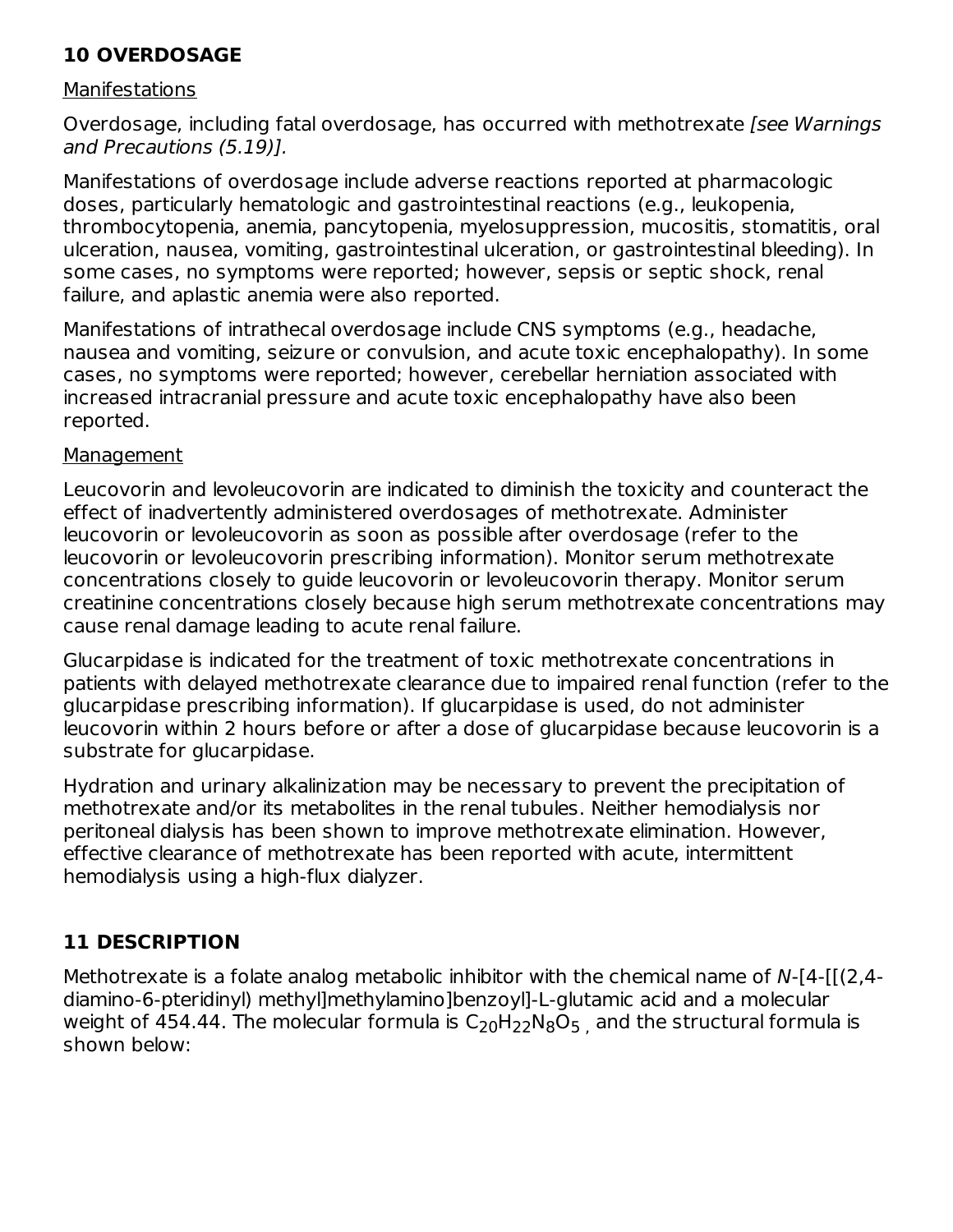## 10 OVERDOSAGE

Manifestations

Overdosage, including fatal overdosage, has occurred with methotrexate *[see Warnings and Precautions (5.19)]*.

Manifestations of overdosage include adverse reactions reported at pharmacologic doses, particularly hematologic and gastrointestinal reactions (e.g., leukopenia, thrombocytopenia, anemia, pancytopenia, myelosuppression, mucositis, stomatitis, oral ulceration, nausea, vomiting, gastrointestinal ulceration, or gastrointestinal bleeding). In some cases, no symptoms were reported; however, sepsis or septic shock, renal failure, and aplastic anemia were also reported.

Manifestations of intrathecal overdosage include CNS symptoms (e.g., headache, nausea and vomiting, seizure or convulsion, and acute toxic encephalopathy). In some cases, no symptoms were reported; however, cerebellar herniation associated with increased intracranial pressure and acute toxic encephalopathy have also been reported.

Management

Leucovorin and levoleucovorin are indicated to diminish the toxicity and counteract the effect of inadvertently administered overdosages of methotrexate. Administer leucovorin or levoleucovorin as soon as possible after overdosage (refer to the leucovorin or levoleucovorin prescribing information). Monitor serum methotrexate concentrations closely to guide leucovorin or levoleucovorin therapy. Monitor serum creatinine concentrations closely because high serum methotrexate concentrations may cause renal damage leading to acute renal failure.

Glucarpidase is indicated for the treatment of toxic methotrexate concentrations in patients with delayed methotrexate clearance due to impaired renal function (refer to the glucarpidase prescribing information). If glucarpidase is used, do not administer leucovorin within 2 hours before or after a dose of glucarpidase because leucovorin is a substrate for glucarpidase.

Hydration and urinary alkalinization may be necessary to prevent the precipitation of methotrexate and/or its metabolites in the renal tubules. Neither hemodialysis nor peritoneal dialysis has been shown to improve methotrexate elimination. However, effective clearance of methotrexate has been reported with acute, intermittent hemodialysis using a high-flux dialyzer.

## 11 DESCRIPTION

Methotrexate is a folate analog metabolic inhibitor with the chemical name of *N*-[4-[[(2,4-diamino-6-pteridinyl) methyl]methylamino]benzoyl]-L-glutamic acid and a molecular weight of 454.44. The molecular formula is $C_{20}H_{22}N_8O_5$ , and the structural formula is shown below: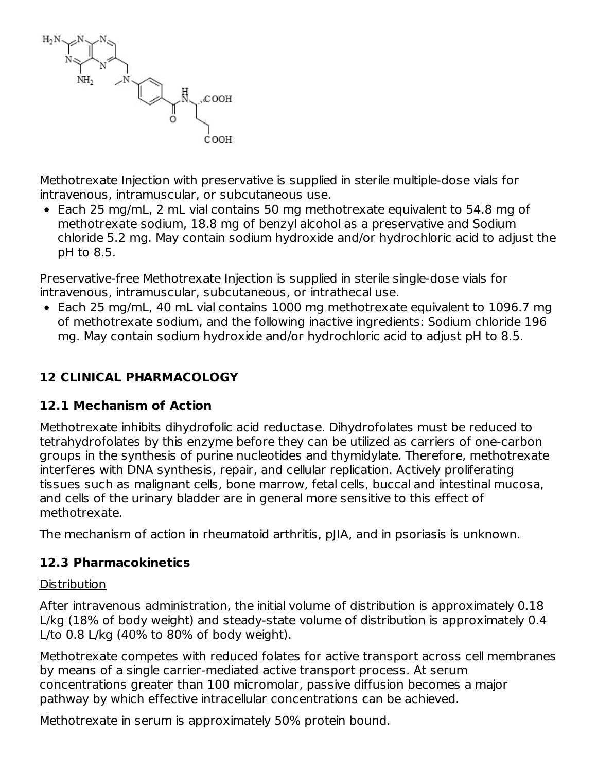Methotrexate Injection with preservative is supplied in sterile multiple-dose vials for intravenous, intramuscular, or subcutaneous use.

- Each 25 mg/mL, 2 mL vial contains 50 mg methotrexate equivalent to 54.8 mg of methotrexate sodium, 18.8 mg of benzyl alcohol as a preservative and Sodium chloride 5.2 mg. May contain sodium hydroxide and/or hydrochloric acid to adjust the pH to 8.5.

Preservative-free Methotrexate Injection is supplied in sterile single-dose vials for intravenous, intramuscular, subcutaneous, or intrathecal use.

- Each 25 mg/mL, 40 mL vial contains 1000 mg methotrexate equivalent to 1096.7 mg of methotrexate sodium, and the following inactive ingredients: Sodium chloride 196 mg. May contain sodium hydroxide and/or hydrochloric acid to adjust pH to 8.5.

## 12 CLINICAL PHARMACOLOGY

### 12.1 Mechanism of Action

Methotrexate inhibits dihydrofolic acid reductase. Dihydrofolates must be reduced to tetrahydrofolates by this enzyme before they can be utilized as carriers of one-carbon groups in the synthesis of purine nucleotides and thymidylate. Therefore, methotrexate interferes with DNA synthesis, repair, and cellular replication. Actively proliferating tissues such as malignant cells, bone marrow, fetal cells, buccal and intestinal mucosa, and cells of the urinary bladder are in general more sensitive to this effect of methotrexate.

The mechanism of action in rheumatoid arthritis, pJIA, and in psoriasis is unknown.

### 12.3 Pharmacokinetics

Distribution

After intravenous administration, the initial volume of distribution is approximately 0.18 L/kg (18% of body weight) and steady-state volume of distribution is approximately 0.4 L/to 0.8 L/kg (40% to 80% of body weight).

Methotrexate competes with reduced folates for active transport across cell membranes by means of a single carrier-mediated active transport process. At serum concentrations greater than 100 micromolar, passive diffusion becomes a major pathway by which effective intracellular concentrations can be achieved.

Methotrexate in serum is approximately 50% protein bound.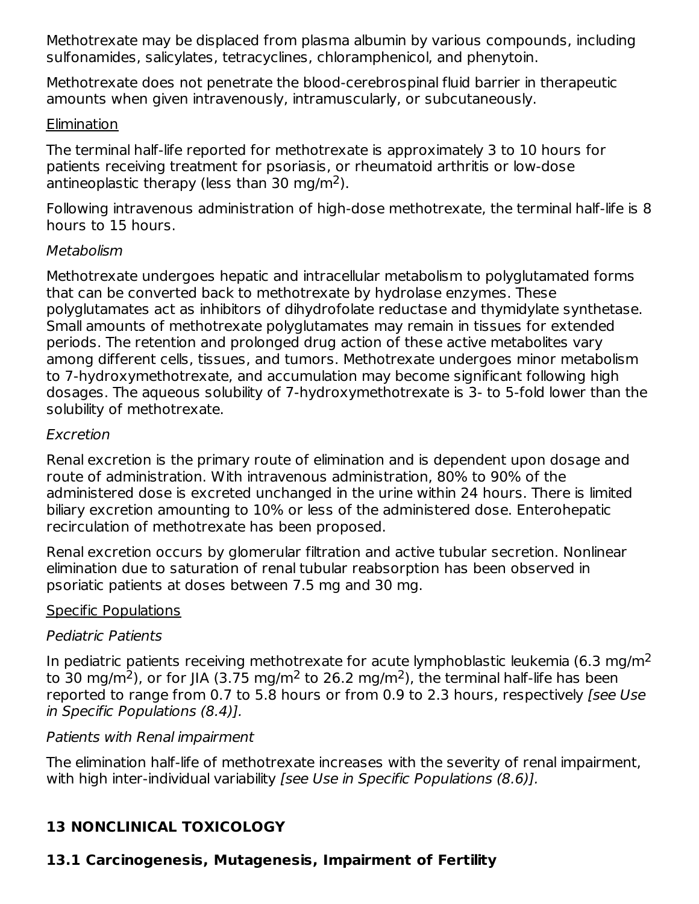Methotrexate may be displaced from plasma albumin by various compounds, including sulfonamides, salicylates, tetracyclines, chloramphenicol, and phenytoin.

Methotrexate does not penetrate the blood-cerebrospinal fluid barrier in therapeutic amounts when given intravenously, intramuscularly, or subcutaneously.

Elimination

The terminal half-life reported for methotrexate is approximately 3 to 10 hours for patients receiving treatment for psoriasis, or rheumatoid arthritis or low-dose antineoplastic therapy (less than 30 mg/$m^2$).

Following intravenous administration of high-dose methotrexate, the terminal half-life is 8 hours to 15 hours.

*Metabolism*

Methotrexate undergoes hepatic and intracellular metabolism to polyglutamated forms that can be converted back to methotrexate by hydrolase enzymes. These polyglutamates act as inhibitors of dihydrofolate reductase and thymidylate synthetase. Small amounts of methotrexate polyglutamates may remain in tissues for extended periods. The retention and prolonged drug action of these active metabolites vary among different cells, tissues, and tumors. Methotrexate undergoes minor metabolism to 7-hydroxymethotrexate, and accumulation may become significant following high dosages. The aqueous solubility of 7-hydroxymethotrexate is 3- to 5-fold lower than the solubility of methotrexate.

*Excretion*

Renal excretion is the primary route of elimination and is dependent upon dosage and route of administration. With intravenous administration, 80% to 90% of the administered dose is excreted unchanged in the urine within 24 hours. There is limited biliary excretion amounting to 10% or less of the administered dose. Enterohepatic recirculation of methotrexate has been proposed.

Renal excretion occurs by glomerular filtration and active tubular secretion. Nonlinear elimination due to saturation of renal tubular reabsorption has been observed in psoriatic patients at doses between 7.5 mg and 30 mg.

Specific Populations

*Pediatric Patients*

In pediatric patients receiving methotrexate for acute lymphoblastic leukemia (6.3 mg/$m^2$ to 30 mg/$m^2$), or for JIA (3.75 mg/$m^2$ to 26.2 mg/$m^2$), the terminal half-life has been reported to range from 0.7 to 5.8 hours or from 0.9 to 2.3 hours, respectively *[see Use in Specific Populations (8.4)].*

*Patients with Renal impairment*

The elimination half-life of methotrexate increases with the severity of renal impairment, with high inter-individual variability *[see Use in Specific Populations (8.6)].*

## 13 NONCLINICAL TOXICOLOGY

### 13.1 Carcinogenesis, Mutagenesis, Impairment of Fertility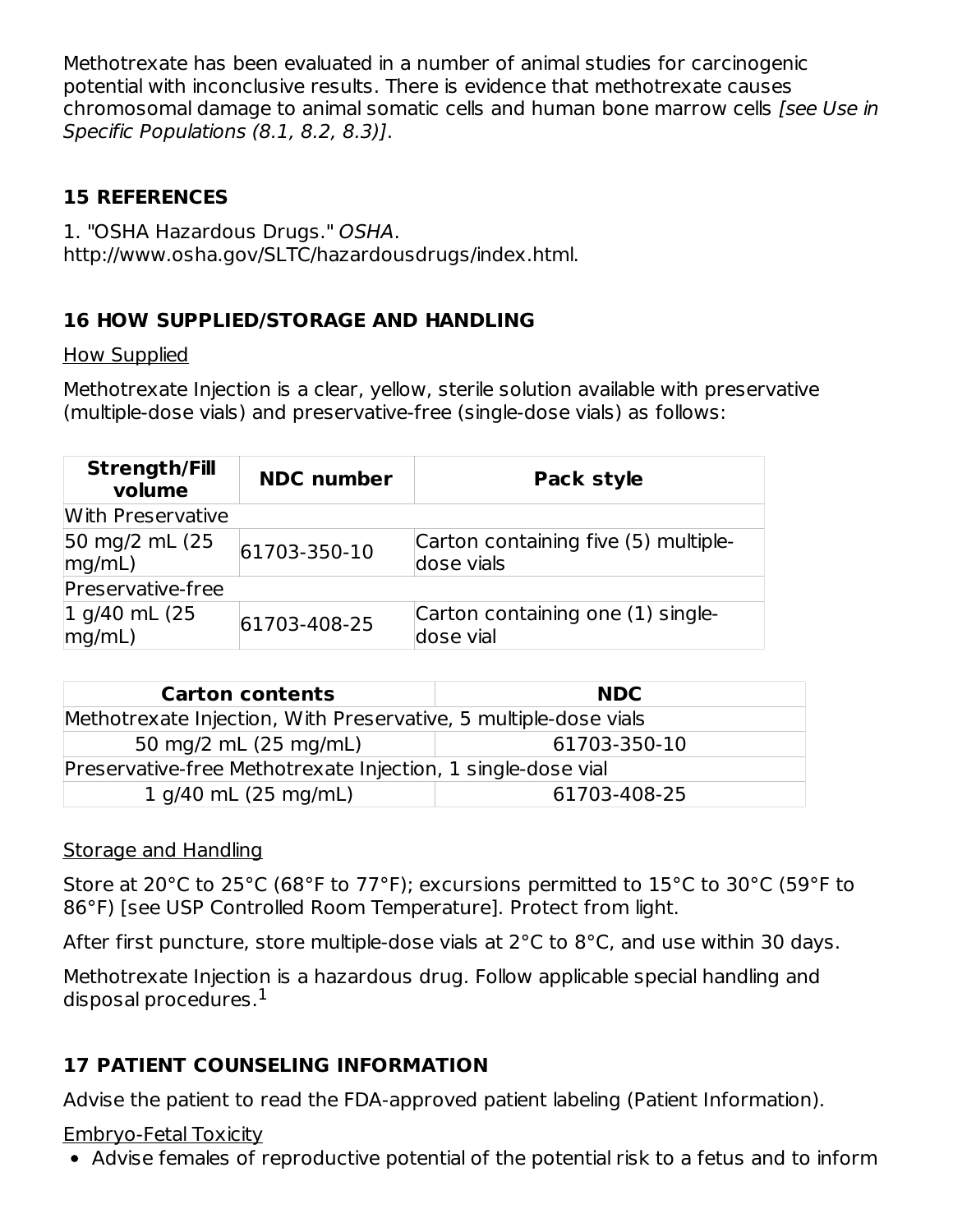Methotrexate has been evaluated in a number of animal studies for carcinogenic potential with inconclusive results. There is evidence that methotrexate causes chromosomal damage to animal somatic cells and human bone marrow cells *[see Use in Specific Populations (8.1, 8.2, 8.3)]*.

## 15 REFERENCES

1. "OSHA Hazardous Drugs." *OSHA*. http://www.osha.gov/SLTC/hazardousdrugs/index.html.

## 16 HOW SUPPLIED/STORAGE AND HANDLING

How Supplied

Methotrexate Injection is a clear, yellow, sterile solution available with preservative (multiple-dose vials) and preservative-free (single-dose vials) as follows:

| Strength/Fill volume | NDC number | Pack style |
|---|---|---|
| With Preservative | | |
| 50 mg/2 mL (25 mg/mL) | 61703-350-10 | Carton containing five (5) multiple-dose vials |
| Preservative-free | | |
| 1 g/40 mL (25 mg/mL) | 61703-408-25 | Carton containing one (1) single-dose vial |

| Carton contents | NDC |
|---|---|
| Methotrexate Injection, With Preservative, 5 multiple-dose vials | |
| 50 mg/2 mL (25 mg/mL) | 61703-350-10 |
| Preservative-free Methotrexate Injection, 1 single-dose vial | |
| 1 g/40 mL (25 mg/mL) | 61703-408-25 |

Storage and Handling

Store at 20°C to 25°C (68°F to 77°F); excursions permitted to 15°C to 30°C (59°F to 86°F) [see USP Controlled Room Temperature]. Protect from light.

After first puncture, store multiple-dose vials at 2°C to 8°C, and use within 30 days.

Methotrexate Injection is a hazardous drug. Follow applicable special handling and disposal procedures.[1]

## 17 PATIENT COUNSELING INFORMATION

Advise the patient to read the FDA-approved patient labeling (Patient Information).

Embryo-Fetal Toxicity

- Advise females of reproductive potential of the potential risk to a fetus and to inform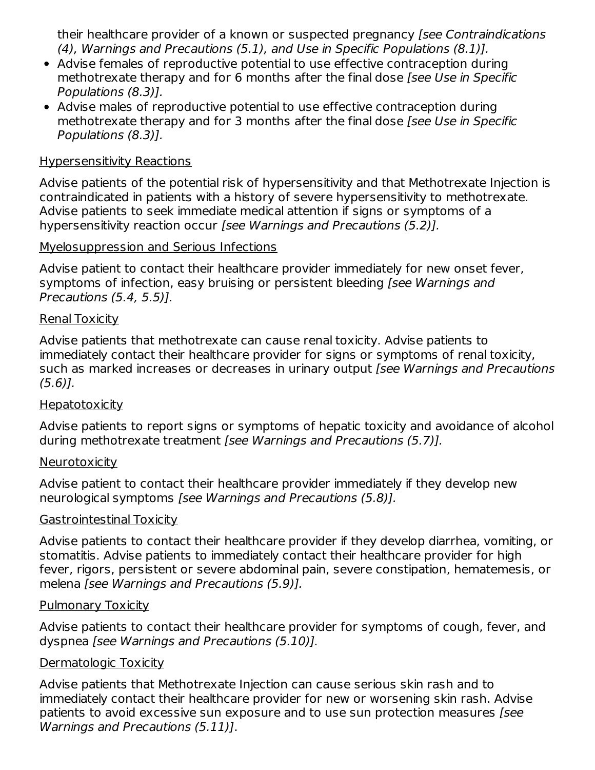their healthcare provider of a known or suspected pregnancy *[see Contraindications (4), Warnings and Precautions (5.1), and Use in Specific Populations (8.1)].*

- Advise females of reproductive potential to use effective contraception during methotrexate therapy and for 6 months after the final dose *[see Use in Specific Populations (8.3)].*
- Advise males of reproductive potential to use effective contraception during methotrexate therapy and for 3 months after the final dose *[see Use in Specific Populations (8.3)].*

Hypersensitivity Reactions

Advise patients of the potential risk of hypersensitivity and that Methotrexate Injection is contraindicated in patients with a history of severe hypersensitivity to methotrexate. Advise patients to seek immediate medical attention if signs or symptoms of a hypersensitivity reaction occur *[see Warnings and Precautions (5.2)].*

Myelosuppression and Serious Infections

Advise patient to contact their healthcare provider immediately for new onset fever, symptoms of infection, easy bruising or persistent bleeding *[see Warnings and Precautions (5.4, 5.5)].*

Renal Toxicity

Advise patients that methotrexate can cause renal toxicity. Advise patients to immediately contact their healthcare provider for signs or symptoms of renal toxicity, such as marked increases or decreases in urinary output *[see Warnings and Precautions (5.6)].*

Hepatotoxicity

Advise patients to report signs or symptoms of hepatic toxicity and avoidance of alcohol during methotrexate treatment *[see Warnings and Precautions (5.7)].*

Neurotoxicity

Advise patient to contact their healthcare provider immediately if they develop new neurological symptoms *[see Warnings and Precautions (5.8)].*

Gastrointestinal Toxicity

Advise patients to contact their healthcare provider if they develop diarrhea, vomiting, or stomatitis. Advise patients to immediately contact their healthcare provider for high fever, rigors, persistent or severe abdominal pain, severe constipation, hematemesis, or melena *[see Warnings and Precautions (5.9)].*

Pulmonary Toxicity

Advise patients to contact their healthcare provider for symptoms of cough, fever, and dyspnea *[see Warnings and Precautions (5.10)].*

Dermatologic Toxicity

Advise patients that Methotrexate Injection can cause serious skin rash and to immediately contact their healthcare provider for new or worsening skin rash. Advise patients to avoid excessive sun exposure and to use sun protection measures *[see Warnings and Precautions (5.11)]*.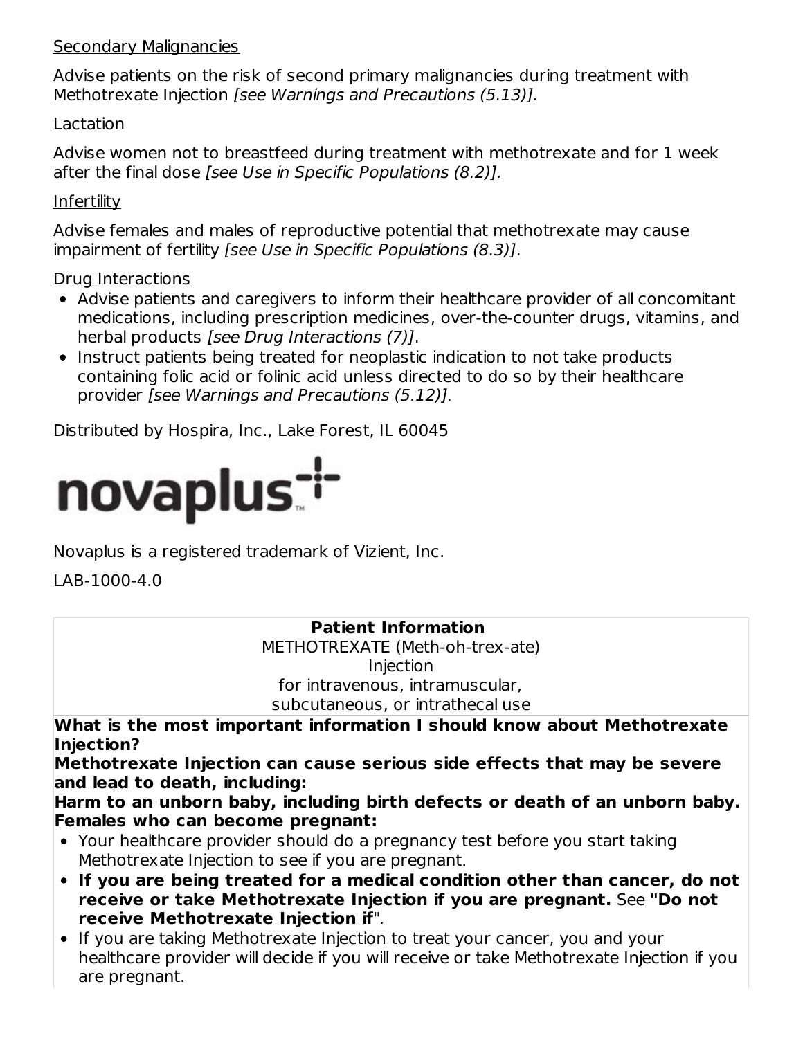Secondary Malignancies

Advise patients on the risk of second primary malignancies during treatment with Methotrexate Injection *[see Warnings and Precautions (5.13)].*

Lactation

Advise women not to breastfeed during treatment with methotrexate and for 1 week after the final dose *[see Use in Specific Populations (8.2)].*

Infertility

Advise females and males of reproductive potential that methotrexate may cause impairment of fertility *[see Use in Specific Populations (8.3)]*.

Drug Interactions

- Advise patients and caregivers to inform their healthcare provider of all concomitant medications, including prescription medicines, over-the-counter drugs, vitamins, and herbal products *[see Drug Interactions (7)]*.
- Instruct patients being treated for neoplastic indication to not take products containing folic acid or folinic acid unless directed to do so by their healthcare provider *[see Warnings and Precautions (5.12)].*

Distributed by Hospira, Inc., Lake Forest, IL 60045

novaplus

Novaplus is a registered trademark of Vizient, Inc.

LAB-1000-4.0

**Patient Information**
METHOTREXATE (Meth-oh-trex-ate)
Injection
for intravenous, intramuscular,
subcutaneous, or intrathecal use

**What is the most important information I should know about Methotrexate Injection?**

**Methotrexate Injection can cause serious side effects that may be severe and lead to death, including:**

**Harm to an unborn baby, including birth defects or death of an unborn baby.**
**Females who can become pregnant:**

- Your healthcare provider should do a pregnancy test before you start taking Methotrexate Injection to see if you are pregnant.
- **If you are being treated for a medical condition other than cancer, do not receive or take Methotrexate Injection if you are pregnant.** See **"Do not receive Methotrexate Injection if"**.
- If you are taking Methotrexate Injection to treat your cancer, you and your healthcare provider will decide if you will receive or take Methotrexate Injection if you are pregnant.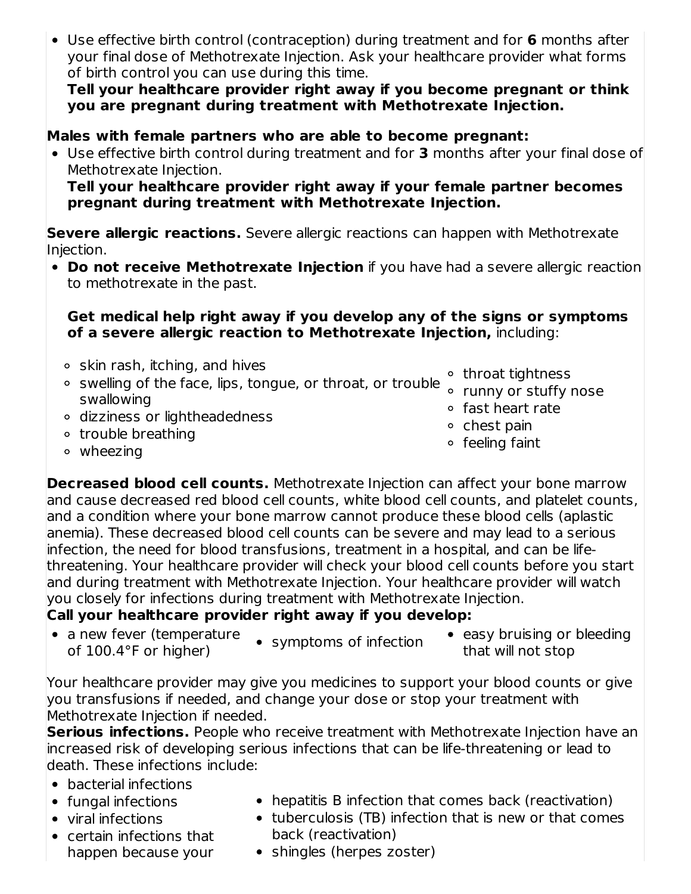- Use effective birth control (contraception) during treatment and for **6** months after your final dose of Methotrexate Injection. Ask your healthcare provider what forms of birth control you can use during this time.
  **Tell your healthcare provider right away if you become pregnant or think you are pregnant during treatment with Methotrexate Injection.**

**Males with female partners who are able to become pregnant:**

- Use effective birth control during treatment and for **3** months after your final dose of Methotrexate Injection.
  **Tell your healthcare provider right away if your female partner becomes pregnant during treatment with Methotrexate Injection.**

**Severe allergic reactions.** Severe allergic reactions can happen with Methotrexate Injection.

- **Do not receive Methotrexate Injection** if you have had a severe allergic reaction to methotrexate in the past.

  **Get medical help right away if you develop any of the signs or symptoms of a severe allergic reaction to Methotrexate Injection,** including:

  - skin rash, itching, and hives
  - swelling of the face, lips, tongue, or throat, or trouble swallowing
  - dizziness or lightheadedness
  - trouble breathing
  - wheezing
  - throat tightness
  - runny or stuffy nose
  - fast heart rate
  - chest pain
  - feeling faint

**Decreased blood cell counts.** Methotrexate Injection can affect your bone marrow and cause decreased red blood cell counts, white blood cell counts, and platelet counts, and a condition where your bone marrow cannot produce these blood cells (aplastic anemia). These decreased blood cell counts can be severe and may lead to a serious infection, the need for blood transfusions, treatment in a hospital, and can be life-threatening. Your healthcare provider will check your blood cell counts before you start and during treatment with Methotrexate Injection. Your healthcare provider will watch you closely for infections during treatment with Methotrexate Injection.

**Call your healthcare provider right away if you develop:**

- a new fever (temperature of 100.4°F or higher)
- symptoms of infection
- easy bruising or bleeding that will not stop

Your healthcare provider may give you medicines to support your blood counts or give you transfusions if needed, and change your dose or stop your treatment with Methotrexate Injection if needed.

**Serious infections.** People who receive treatment with Methotrexate Injection have an increased risk of developing serious infections that can be life-threatening or lead to death. These infections include:

- bacterial infections
- fungal infections
- viral infections
- certain infections that happen because your
- hepatitis B infection that comes back (reactivation)
- tuberculosis (TB) infection that is new or that comes back (reactivation)
- shingles (herpes zoster)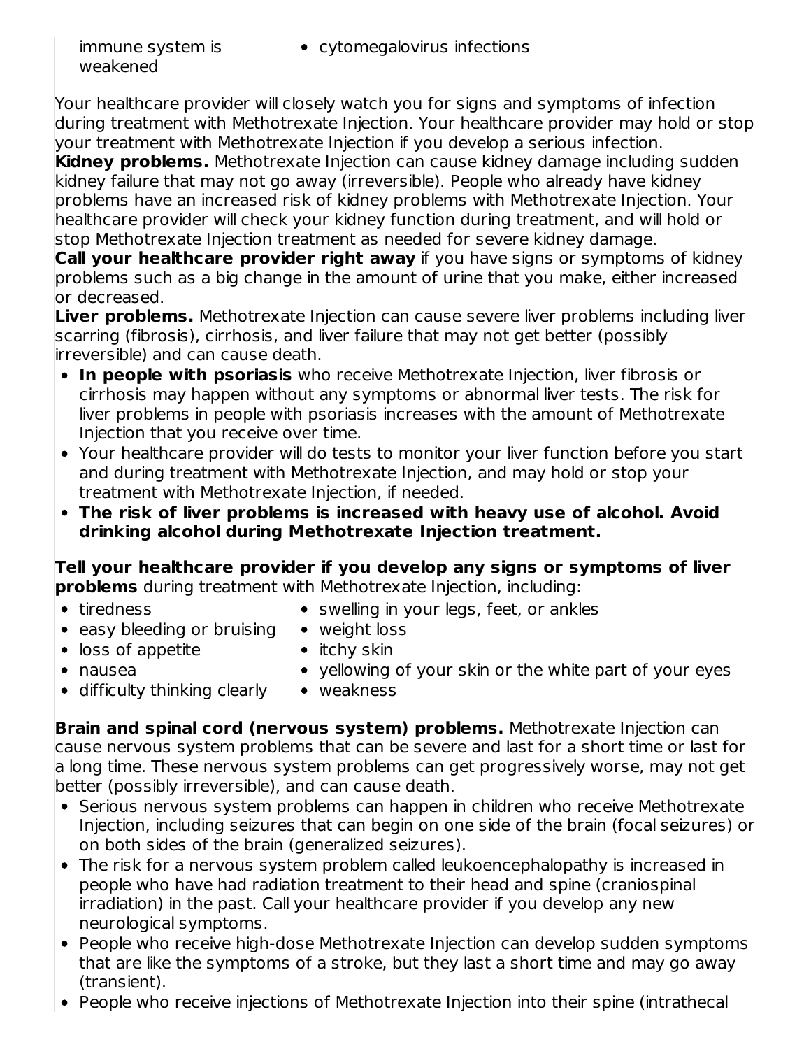- immune system is weakened
- cytomegalovirus infections

Your healthcare provider will closely watch you for signs and symptoms of infection during treatment with Methotrexate Injection. Your healthcare provider may hold or stop your treatment with Methotrexate Injection if you develop a serious infection.

**Kidney problems.** Methotrexate Injection can cause kidney damage including sudden kidney failure that may not go away (irreversible). People who already have kidney problems have an increased risk of kidney problems with Methotrexate Injection. Your healthcare provider will check your kidney function during treatment, and will hold or stop Methotrexate Injection treatment as needed for severe kidney damage.

**Call your healthcare provider right away** if you have signs or symptoms of kidney problems such as a big change in the amount of urine that you make, either increased or decreased.

**Liver problems.** Methotrexate Injection can cause severe liver problems including liver scarring (fibrosis), cirrhosis, and liver failure that may not get better (possibly irreversible) and can cause death.

- **In people with psoriasis** who receive Methotrexate Injection, liver fibrosis or cirrhosis may happen without any symptoms or abnormal liver tests. The risk for liver problems in people with psoriasis increases with the amount of Methotrexate Injection that you receive over time.
- Your healthcare provider will do tests to monitor your liver function before you start and during treatment with Methotrexate Injection, and may hold or stop your treatment with Methotrexate Injection, if needed.
- **The risk of liver problems is increased with heavy use of alcohol. Avoid drinking alcohol during Methotrexate Injection treatment.**

**Tell your healthcare provider if you develop any signs or symptoms of liver problems** during treatment with Methotrexate Injection, including:

- tiredness
- easy bleeding or bruising
- loss of appetite
- nausea
- difficulty thinking clearly
- swelling in your legs, feet, or ankles
- weight loss
- itchy skin
- yellowing of your skin or the white part of your eyes
- weakness

**Brain and spinal cord (nervous system) problems.** Methotrexate Injection can cause nervous system problems that can be severe and last for a short time or last for a long time. These nervous system problems can get progressively worse, may not get better (possibly irreversible), and can cause death.

- Serious nervous system problems can happen in children who receive Methotrexate Injection, including seizures that can begin on one side of the brain (focal seizures) or on both sides of the brain (generalized seizures).
- The risk for a nervous system problem called leukoencephalopathy is increased in people who have had radiation treatment to their head and spine (craniospinal irradiation) in the past. Call your healthcare provider if you develop any new neurological symptoms.
- People who receive high-dose Methotrexate Injection can develop sudden symptoms that are like the symptoms of a stroke, but they last a short time and may go away (transient).
- People who receive injections of Methotrexate Injection into their spine (intrathecal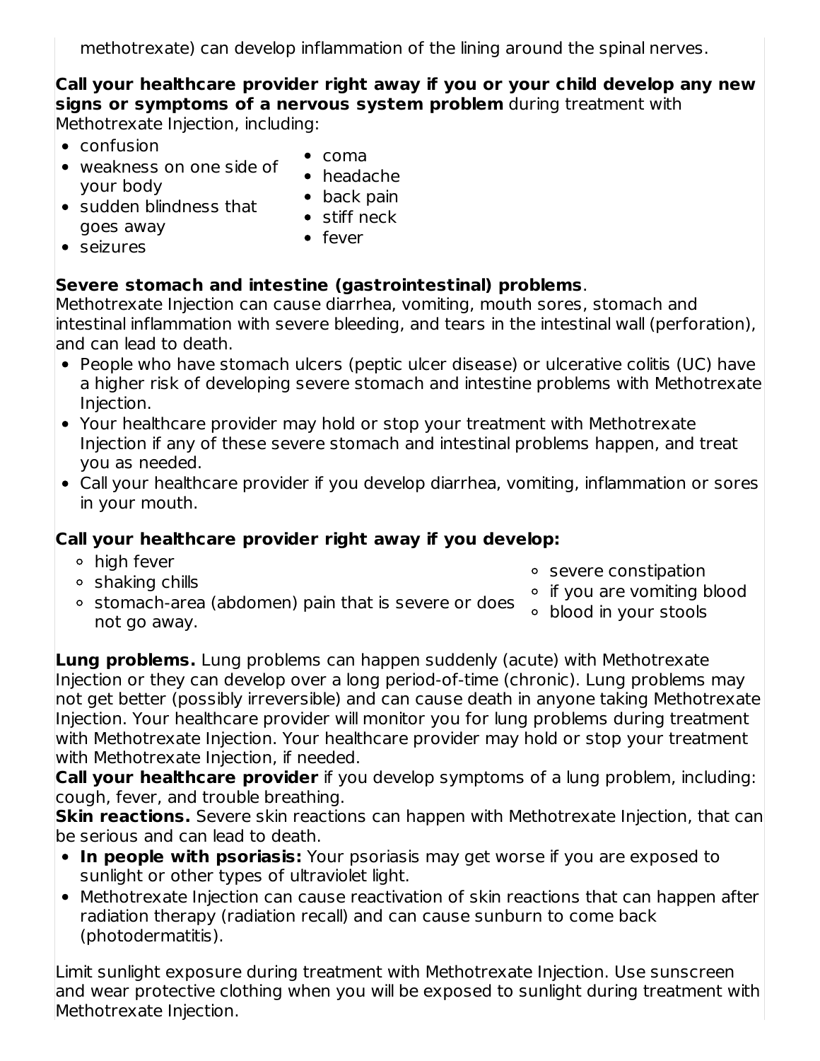methotrexate) can develop inflammation of the lining around the spinal nerves.

**Call your healthcare provider right away if you or your child develop any new signs or symptoms of a nervous system problem** during treatment with Methotrexate Injection, including:

- confusion
- weakness on one side of your body
- sudden blindness that goes away
- seizures
- coma
- headache
- back pain
- stiff neck
- fever

**Severe stomach and intestine (gastrointestinal) problems**. Methotrexate Injection can cause diarrhea, vomiting, mouth sores, stomach and intestinal inflammation with severe bleeding, and tears in the intestinal wall (perforation), and can lead to death.

- People who have stomach ulcers (peptic ulcer disease) or ulcerative colitis (UC) have a higher risk of developing severe stomach and intestine problems with Methotrexate Injection.
- Your healthcare provider may hold or stop your treatment with Methotrexate Injection if any of these severe stomach and intestinal problems happen, and treat you as needed.
- Call your healthcare provider if you develop diarrhea, vomiting, inflammation or sores in your mouth.

**Call your healthcare provider right away if you develop:**

- high fever
- shaking chills
- stomach-area (abdomen) pain that is severe or does not go away.
- severe constipation
- if you are vomiting blood
- blood in your stools

**Lung problems.** Lung problems can happen suddenly (acute) with Methotrexate Injection or they can develop over a long period-of-time (chronic). Lung problems may not get better (possibly irreversible) and can cause death in anyone taking Methotrexate Injection. Your healthcare provider will monitor you for lung problems during treatment with Methotrexate Injection. Your healthcare provider may hold or stop your treatment with Methotrexate Injection, if needed.

**Call your healthcare provider** if you develop symptoms of a lung problem, including: cough, fever, and trouble breathing.

**Skin reactions.** Severe skin reactions can happen with Methotrexate Injection, that can be serious and can lead to death.

- **In people with psoriasis:** Your psoriasis may get worse if you are exposed to sunlight or other types of ultraviolet light.
- Methotrexate Injection can cause reactivation of skin reactions that can happen after radiation therapy (radiation recall) and can cause sunburn to come back (photodermatitis).

Limit sunlight exposure during treatment with Methotrexate Injection. Use sunscreen and wear protective clothing when you will be exposed to sunlight during treatment with Methotrexate Injection.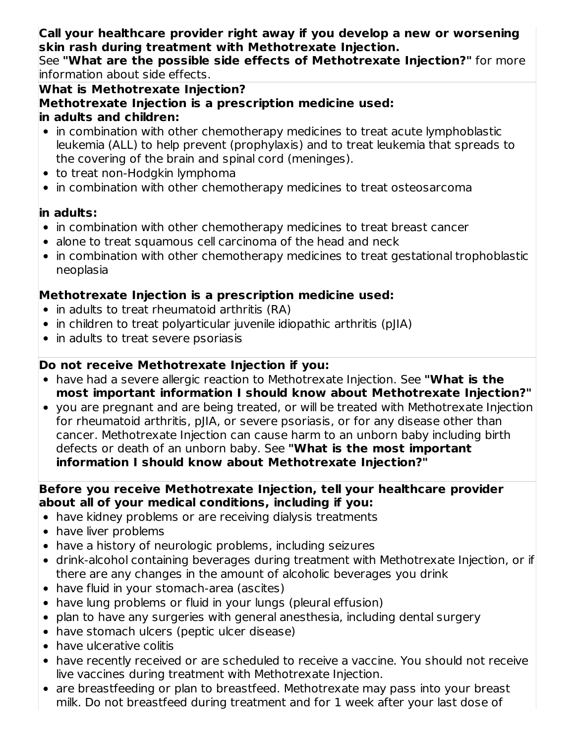**Call your healthcare provider right away if you develop a new or worsening skin rash during treatment with Methotrexate Injection.**

See **"What are the possible side effects of Methotrexate Injection?"** for more information about side effects.

**What is Methotrexate Injection?**

**Methotrexate Injection is a prescription medicine used:**

**in adults and children:**

- in combination with other chemotherapy medicines to treat acute lymphoblastic leukemia (ALL) to help prevent (prophylaxis) and to treat leukemia that spreads to the covering of the brain and spinal cord (meninges).
- to treat non-Hodgkin lymphoma
- in combination with other chemotherapy medicines to treat osteosarcoma

**in adults:**

- in combination with other chemotherapy medicines to treat breast cancer
- alone to treat squamous cell carcinoma of the head and neck
- in combination with other chemotherapy medicines to treat gestational trophoblastic neoplasia

**Methotrexate Injection is a prescription medicine used:**

- in adults to treat rheumatoid arthritis (RA)
- in children to treat polyarticular juvenile idiopathic arthritis (pJIA)
- in adults to treat severe psoriasis

**Do not receive Methotrexate Injection if you:**

- have had a severe allergic reaction to Methotrexate Injection. See **"What is the most important information I should know about Methotrexate Injection?"**
- you are pregnant and are being treated, or will be treated with Methotrexate Injection for rheumatoid arthritis, pJIA, or severe psoriasis, or for any disease other than cancer. Methotrexate Injection can cause harm to an unborn baby including birth defects or death of an unborn baby. See **"What is the most important information I should know about Methotrexate Injection?"**

**Before you receive Methotrexate Injection, tell your healthcare provider about all of your medical conditions, including if you:**

- have kidney problems or are receiving dialysis treatments
- have liver problems
- have a history of neurologic problems, including seizures
- drink-alcohol containing beverages during treatment with Methotrexate Injection, or if there are any changes in the amount of alcoholic beverages you drink
- have fluid in your stomach-area (ascites)
- have lung problems or fluid in your lungs (pleural effusion)
- plan to have any surgeries with general anesthesia, including dental surgery
- have stomach ulcers (peptic ulcer disease)
- have ulcerative colitis
- have recently received or are scheduled to receive a vaccine. You should not receive live vaccines during treatment with Methotrexate Injection.
- are breastfeeding or plan to breastfeed. Methotrexate may pass into your breast milk. Do not breastfeed during treatment and for 1 week after your last dose of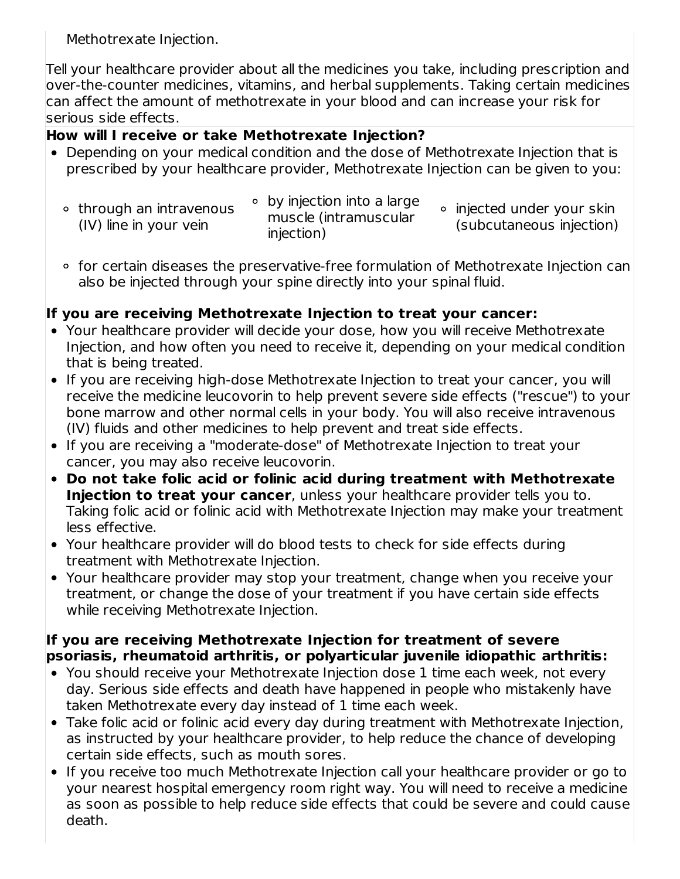Methotrexate Injection.

Tell your healthcare provider about all the medicines you take, including prescription and over-the-counter medicines, vitamins, and herbal supplements. Taking certain medicines can affect the amount of methotrexate in your blood and can increase your risk for serious side effects.

**How will I receive or take Methotrexate Injection?**

- Depending on your medical condition and the dose of Methotrexate Injection that is prescribed by your healthcare provider, Methotrexate Injection can be given to you:
  - through an intravenous (IV) line in your vein
  - by injection into a large muscle (intramuscular injection)
  - injected under your skin (subcutaneous injection)
  - for certain diseases the preservative-free formulation of Methotrexate Injection can also be injected through your spine directly into your spinal fluid.

**If you are receiving Methotrexate Injection to treat your cancer:**

- Your healthcare provider will decide your dose, how you will receive Methotrexate Injection, and how often you need to receive it, depending on your medical condition that is being treated.
- If you are receiving high-dose Methotrexate Injection to treat your cancer, you will receive the medicine leucovorin to help prevent severe side effects ("rescue") to your bone marrow and other normal cells in your body. You will also receive intravenous (IV) fluids and other medicines to help prevent and treat side effects.
- If you are receiving a "moderate-dose" of Methotrexate Injection to treat your cancer, you may also receive leucovorin.
- **Do not take folic acid or folinic acid during treatment with Methotrexate Injection to treat your cancer**, unless your healthcare provider tells you to. Taking folic acid or folinic acid with Methotrexate Injection may make your treatment less effective.
- Your healthcare provider will do blood tests to check for side effects during treatment with Methotrexate Injection.
- Your healthcare provider may stop your treatment, change when you receive your treatment, or change the dose of your treatment if you have certain side effects while receiving Methotrexate Injection.

**If you are receiving Methotrexate Injection for treatment of severe psoriasis, rheumatoid arthritis, or polyarticular juvenile idiopathic arthritis:**

- You should receive your Methotrexate Injection dose 1 time each week, not every day. Serious side effects and death have happened in people who mistakenly have taken Methotrexate every day instead of 1 time each week.
- Take folic acid or folinic acid every day during treatment with Methotrexate Injection, as instructed by your healthcare provider, to help reduce the chance of developing certain side effects, such as mouth sores.
- If you receive too much Methotrexate Injection call your healthcare provider or go to your nearest hospital emergency room right way. You will need to receive a medicine as soon as possible to help reduce side effects that could be severe and could cause death.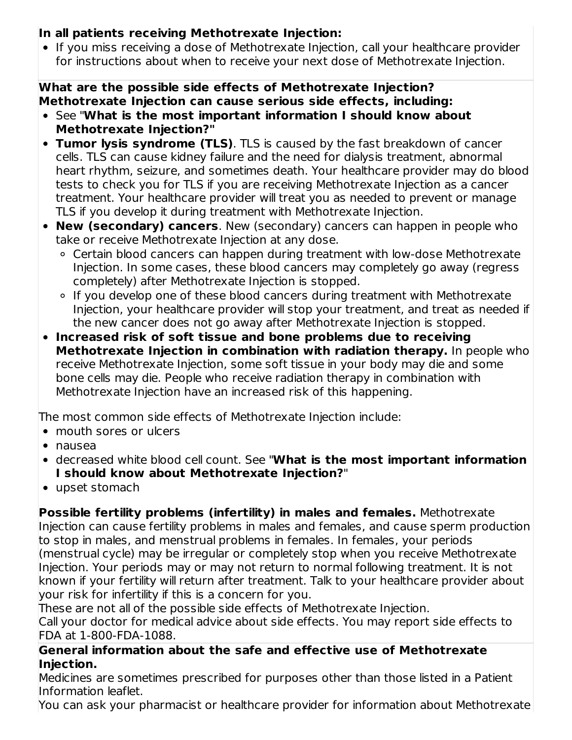**In all patients receiving Methotrexate Injection:**

- If you miss receiving a dose of Methotrexate Injection, call your healthcare provider for instructions about when to receive your next dose of Methotrexate Injection.

**What are the possible side effects of Methotrexate Injection?**
**Methotrexate Injection can cause serious side effects, including:**

- See "**What is the most important information I should know about Methotrexate Injection?"**
- **Tumor lysis syndrome (TLS)**. TLS is caused by the fast breakdown of cancer cells. TLS can cause kidney failure and the need for dialysis treatment, abnormal heart rhythm, seizure, and sometimes death. Your healthcare provider may do blood tests to check you for TLS if you are receiving Methotrexate Injection as a cancer treatment. Your healthcare provider will treat you as needed to prevent or manage TLS if you develop it during treatment with Methotrexate Injection.
- **New (secondary) cancers**. New (secondary) cancers can happen in people who take or receive Methotrexate Injection at any dose.
  - Certain blood cancers can happen during treatment with low-dose Methotrexate Injection. In some cases, these blood cancers may completely go away (regress completely) after Methotrexate Injection is stopped.
  - If you develop one of these blood cancers during treatment with Methotrexate Injection, your healthcare provider will stop your treatment, and treat as needed if the new cancer does not go away after Methotrexate Injection is stopped.
- **Increased risk of soft tissue and bone problems due to receiving Methotrexate Injection in combination with radiation therapy.** In people who receive Methotrexate Injection, some soft tissue in your body may die and some bone cells may die. People who receive radiation therapy in combination with Methotrexate Injection have an increased risk of this happening.

The most common side effects of Methotrexate Injection include:

- mouth sores or ulcers
- nausea
- decreased white blood cell count. See "**What is the most important information I should know about Methotrexate Injection?**"
- upset stomach

**Possible fertility problems (infertility) in males and females.** Methotrexate Injection can cause fertility problems in males and females, and cause sperm production to stop in males, and menstrual problems in females. In females, your periods (menstrual cycle) may be irregular or completely stop when you receive Methotrexate Injection. Your periods may or may not return to normal following treatment. It is not known if your fertility will return after treatment. Talk to your healthcare provider about your risk for infertility if this is a concern for you.

These are not all of the possible side effects of Methotrexate Injection.

Call your doctor for medical advice about side effects. You may report side effects to FDA at 1-800-FDA-1088.

**General information about the safe and effective use of Methotrexate Injection.**

Medicines are sometimes prescribed for purposes other than those listed in a Patient Information leaflet.

You can ask your pharmacist or healthcare provider for information about Methotrexate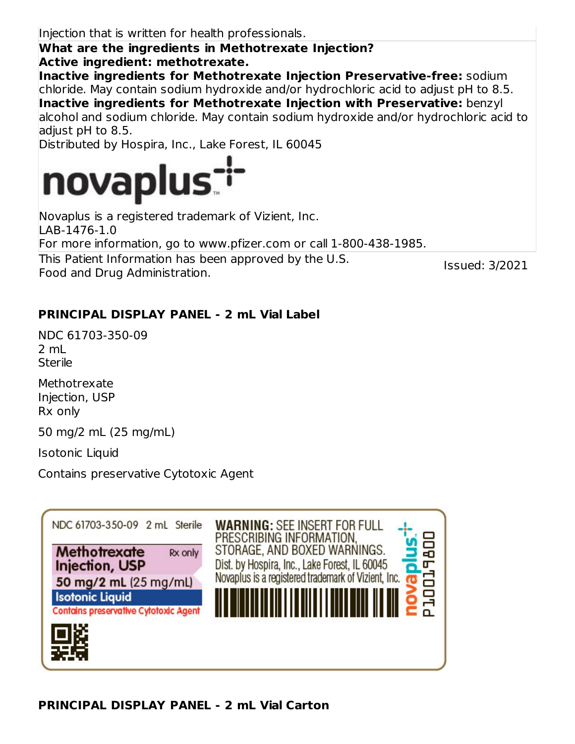Injection that is written for health professionals.

**What are the ingredients in Methotrexate Injection?**

**Active ingredient: methotrexate.**

**Inactive ingredients for Methotrexate Injection Preservative-free:** sodium chloride. May contain sodium hydroxide and/or hydrochloric acid to adjust pH to 8.5.

**Inactive ingredients for Methotrexate Injection with Preservative:** benzyl alcohol and sodium chloride. May contain sodium hydroxide and/or hydrochloric acid to adjust pH to 8.5.

Distributed by Hospira, Inc., Lake Forest, IL 60045

novaplus

Novaplus is a registered trademark of Vizient, Inc.

LAB-1476-1.0

For more information, go to www.pfizer.com or call 1-800-438-1985.

This Patient Information has been approved by the U.S. Food and Drug Administration.

Issued: 3/2021

**PRINCIPAL DISPLAY PANEL - 2 mL Vial Label**

NDC 61703-350-09
2 mL
Sterile

Methotrexate
Injection, USP
Rx only

50 mg/2 mL (25 mg/mL)

Isotonic Liquid

Contains preservative Cytotoxic Agent

NDC 61703-350-09 2 mL Sterile

Methotrexate Injection, USP Rx only

50 mg/2 mL (25 mg/mL)

Isotonic Liquid

Contains preservative Cytotoxic Agent

WARNING: SEE INSERT FOR FULL PRESCRIBING INFORMATION, STORAGE, AND BOXED WARNINGS.
Dist. by Hospira, Inc., Lake Forest, IL 60045
Novaplus is a registered trademark of Vizient, Inc.

novaplus

P10019800

**PRINCIPAL DISPLAY PANEL - 2 mL Vial Carton**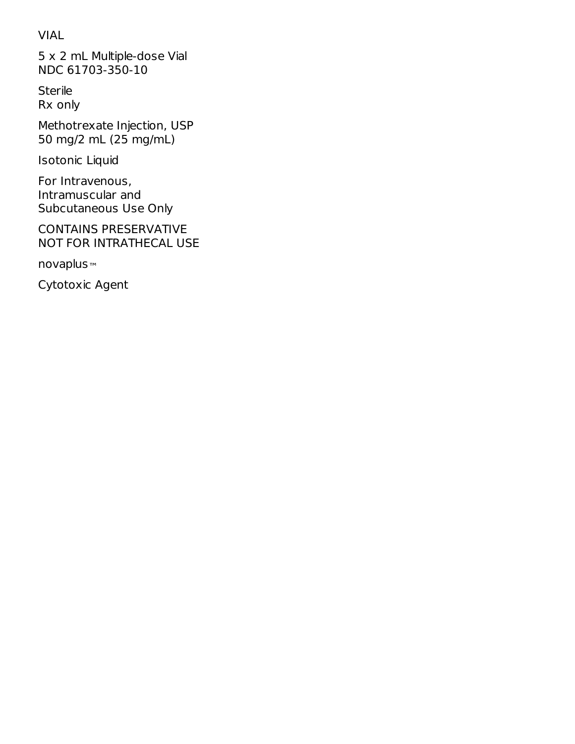VIAL

5 x 2 mL Multiple-dose Vial
NDC 61703-350-10

Sterile
Rx only

Methotrexate Injection, USP
50 mg/2 mL (25 mg/mL)

Isotonic Liquid

For Intravenous,
Intramuscular and
Subcutaneous Use Only

CONTAINS PRESERVATIVE
NOT FOR INTRATHECAL USE

novaplus™

Cytotoxic Agent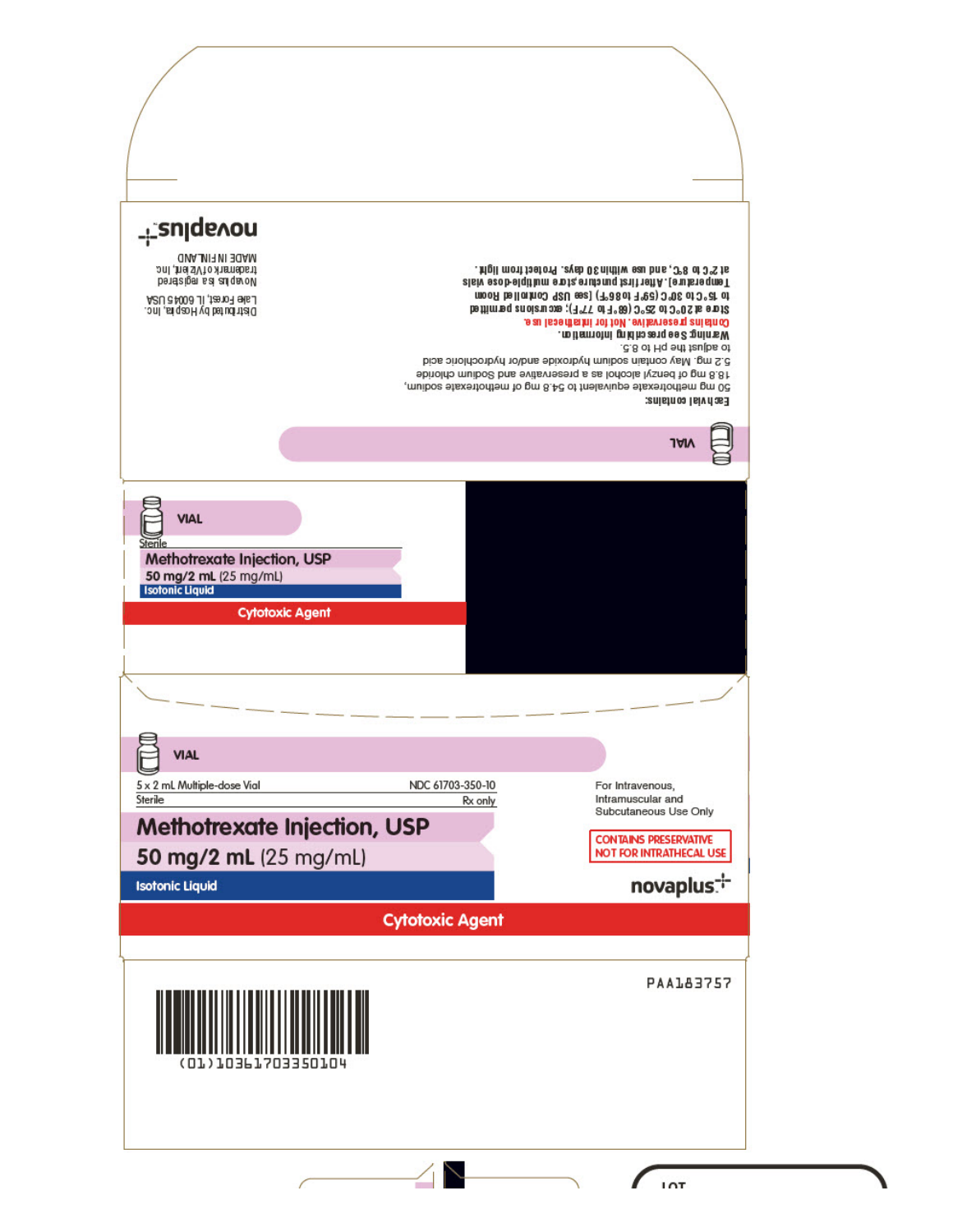novaplus

Distributed by Hospira, Inc.
Lake Forest, IL 60045 USA

Novaplus is a registered trademark of Vizient, Inc.

MADE IN FINLAND

VIAL

Each vial contains:
50 mg methotrexate equivalent to 54.8 mg of methotrexate sodium, 18.8 mg of benzyl alcohol as a preservative and Sodium chloride 5.2 mg. May contain sodium hydroxide and/or hydrochloric acid to adjust the pH to 8.5.

Warning: See prescribing information.

Contains preservative. Not for intrathecal use.

Store at 20°C to 25°C (68°F to 77°F); excursions permitted to 15°C to 30°C (59°F to 86°F) [see USP Controlled Room Temperature]. After first puncture, store multiple-dose vials at 2°C to 8°C, and use within 30 days. Protect from light.

VIAL

Sterile

Methotrexate Injection, USP

50 mg/2 mL (25 mg/mL)

Isotonic Liquid

Cytotoxic Agent

VIAL

5 x 2 mL Multiple-dose Vial

NDC 61703-350-10

Sterile

Rx only

# Methotrexate Injection, USP

## 50 mg/2 mL (25 mg/mL)

Isotonic Liquid

For Intravenous, Intramuscular and Subcutaneous Use Only

CONTAINS PRESERVATIVE
NOT FOR INTRATHECAL USE

novaplus

Cytotoxic Agent

(01)10361703350104

PAA183757

LOT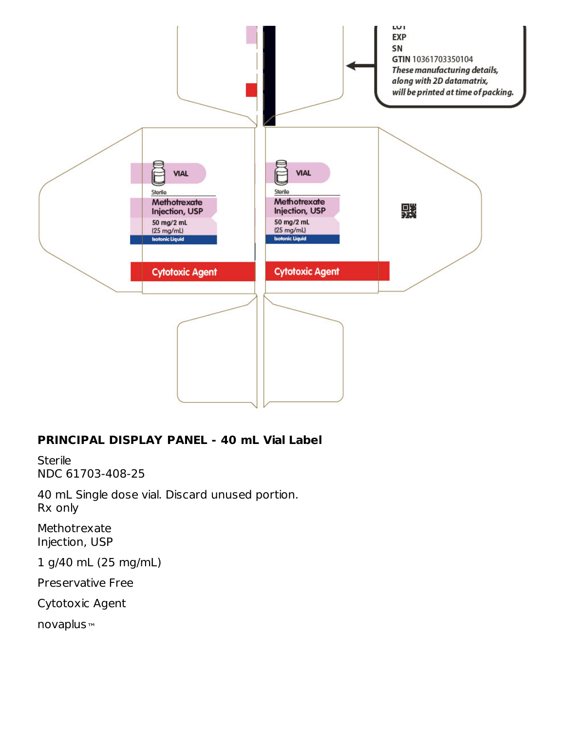LOT
EXP
SN
GTIN 10361703350104
*These manufacturing details, along with 2D datamatrix, will be printed at time of packing.*

VIAL

Sterile

Methotrexate Injection, USP

50 mg/2 mL
(25 mg/mL)

Isotonic Liquid

Cytotoxic Agent

VIAL

Sterile

Methotrexate Injection, USP

50 mg/2 mL
(25 mg/mL)

Isotonic Liquid

Cytotoxic Agent

**PRINCIPAL DISPLAY PANEL - 40 mL Vial Label**

Sterile
NDC 61703-408-25

40 mL Single dose vial. Discard unused portion.
Rx only

Methotrexate
Injection, USP

1 g/40 mL (25 mg/mL)

Preservative Free

Cytotoxic Agent

novaplus™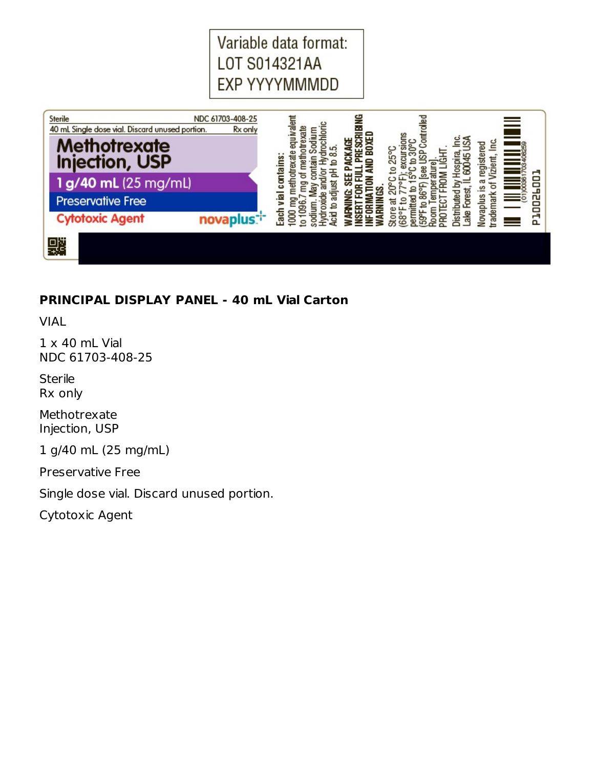Variable data format:
LOT S014321AA
EXP YYYYMMMDD

Sterile
NDC 61703-408-25
40 mL Single dose vial. Discard unused portion.
Rx only

**Methotrexate Injection, USP**

**1 g/40 mL** (25 mg/mL)

Preservative Free

Cytotoxic Agent

novaplus

Each vial contains: 1000 mg methotrexate equivalent to 1096.7 mg of methotrexate sodium. May contain Sodium Hydroxide and/or Hydrochloric Acid to adjust pH to 8.5.

**WARNING: SEE PACKAGE INSERT FOR FULL PRESCRIBING INFORMATION AND BOXED WARNINGS.**

Store at 20°C to 25°C (68°F to 77°F); excursions permitted to 15°C to 30°C (59°F to 86°F) [see USP Controlled Room Temperature]. PROTECT FROM LIGHT.

Distributed by Hospira, Inc. Lake Forest, IL 60045 USA

Novaplus is a registered trademark of Vizient, Inc.

(01)00361703408259

P10026001

**PRINCIPAL DISPLAY PANEL - 40 mL Vial Carton**

VIAL

1 x 40 mL Vial
NDC 61703-408-25

Sterile
Rx only

Methotrexate
Injection, USP

1 g/40 mL (25 mg/mL)

Preservative Free

Single dose vial. Discard unused portion.

Cytotoxic Agent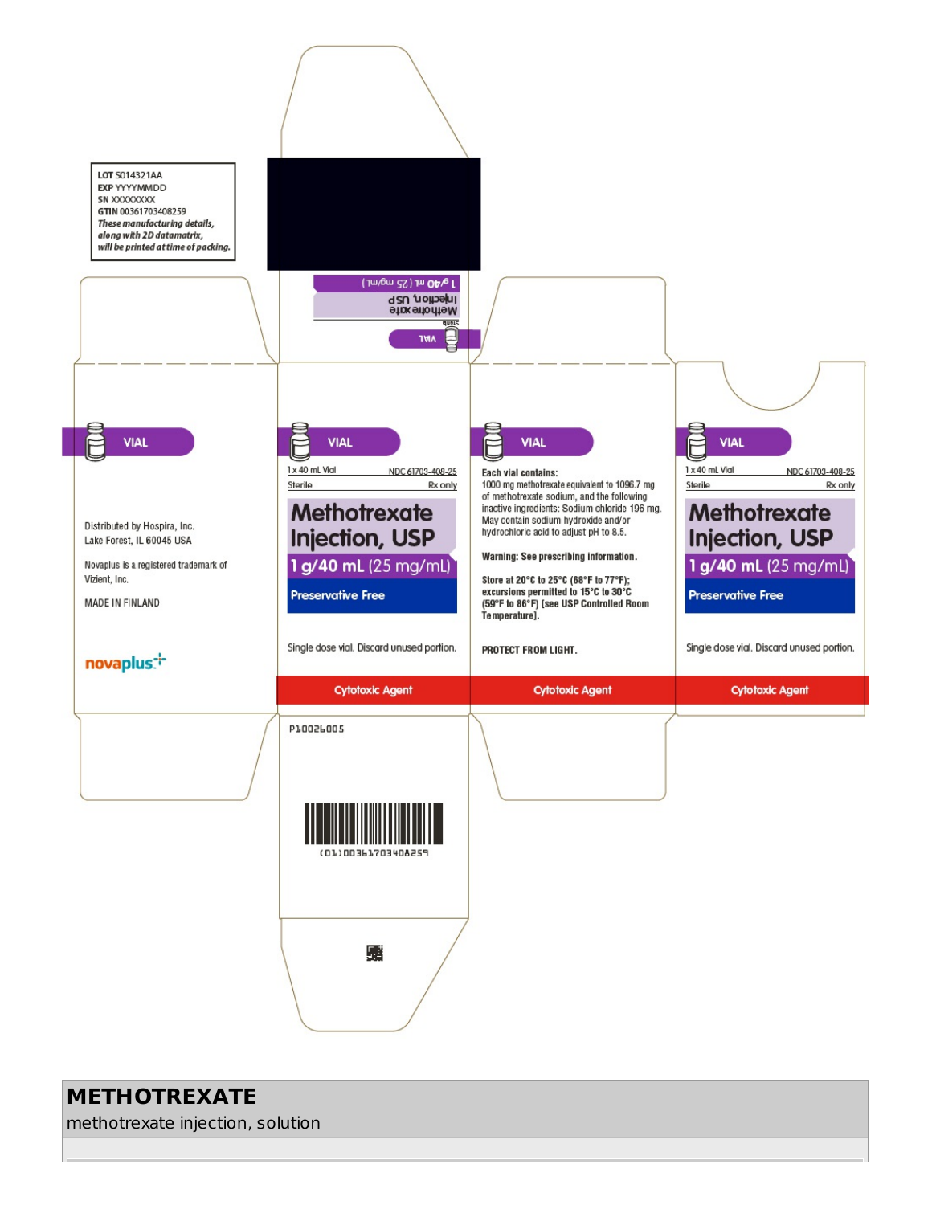LOT S014321AA
EXP YYYYMMDD
SN XXXXXXXX
GTIN 00361703408259
*These manufacturing details, along with 2D datamatrix, will be printed at time of packing.*

VIAL

Sterile

Methotrexate Injection, USP

1 g/40 mL (25 mg/mL)

VIAL

Distributed by Hospira, Inc.
Lake Forest, IL 60045 USA

Novaplus is a registered trademark of Vizient, Inc.

MADE IN FINLAND

novaplus

VIAL

1 x 40 mL Vial NDC 61703-408-25

Sterile Rx only

**Methotrexate Injection, USP**

**1 g/40 mL** (25 mg/mL)

**Preservative Free**

Single dose vial. Discard unused portion.

**Cytotoxic Agent**

VIAL

**Each vial contains:**
1000 mg methotrexate equivalent to 1096.7 mg of methotrexate sodium, and the following inactive ingredients: Sodium chloride 196 mg. May contain sodium hydroxide and/or hydrochloric acid to adjust pH to 8.5.

**Warning: See prescribing information.**

**Store at 20°C to 25°C (68°F to 77°F); excursions permitted to 15°C to 30°C (59°F to 86°F) [see USP Controlled Room Temperature].**

**PROTECT FROM LIGHT.**

**Cytotoxic Agent**

VIAL

1 x 40 mL Vial NDC 61703-408-25

Sterile Rx only

**Methotrexate Injection, USP**

**1 g/40 mL** (25 mg/mL)

**Preservative Free**

Single dose vial. Discard unused portion.

**Cytotoxic Agent**

P10026005

(01)00361703408259

# METHOTREXATE

methotrexate injection, solution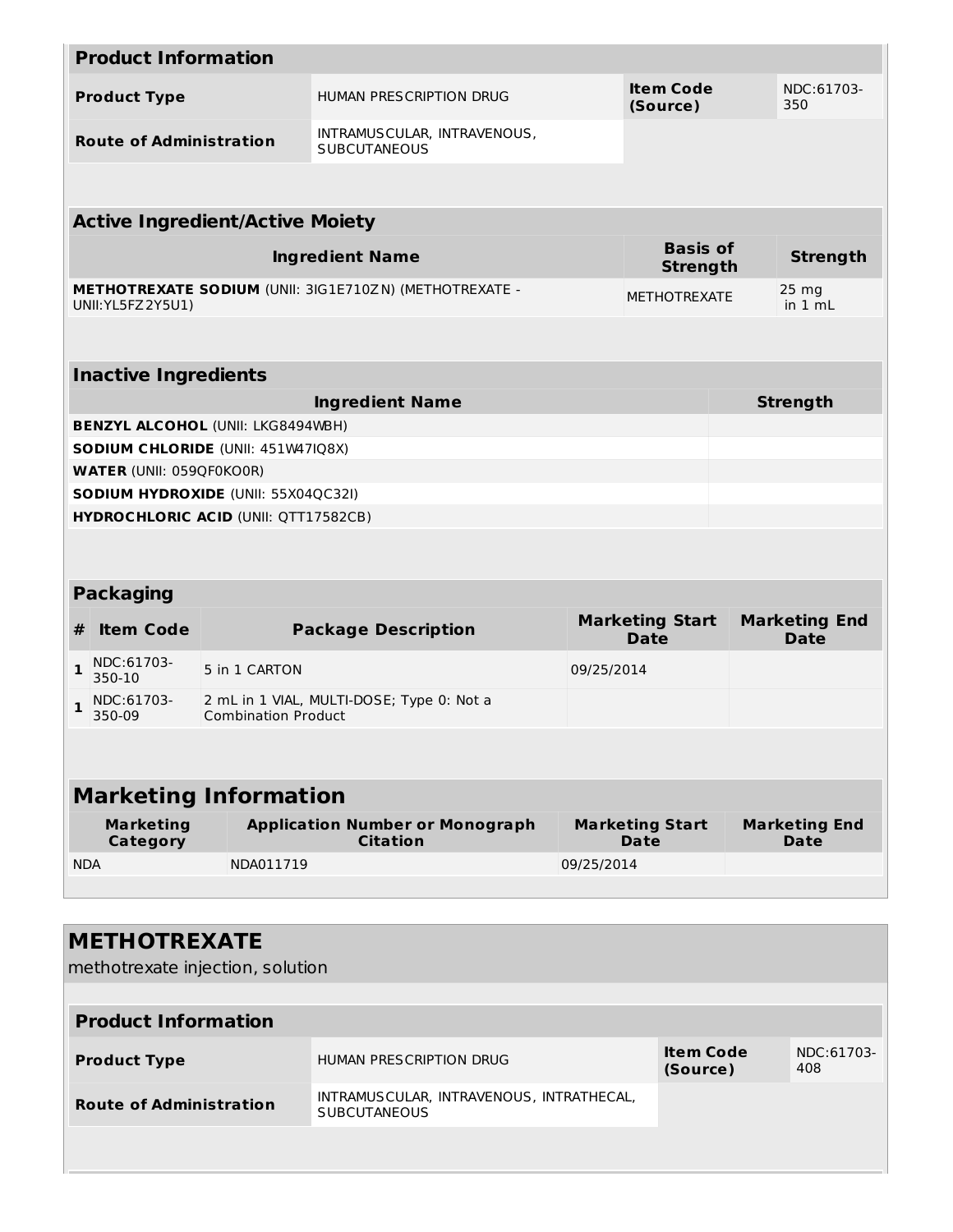| **Product Information** | | | |
|---|---|---|---|
| **Product Type** | HUMAN PRESCRIPTION DRUG | **Item Code (Source)** | NDC:61703-350 |
| **Route of Administration** | INTRAMUSCULAR, INTRAVENOUS, SUBCUTANEOUS | | |

| **Active Ingredient/Active Moiety** | | |
|---|---|---|
| **Ingredient Name** | **Basis of Strength** | **Strength** |
| **METHOTREXATE SODIUM** (UNII: 3IG1E710ZN) (METHOTREXATE - UNII:YL5FZ2Y5U1) | METHOTREXATE | 25 mg in 1 mL |

| **Inactive Ingredients** | |
|---|---|
| **Ingredient Name** | **Strength** |
| **BENZYL ALCOHOL** (UNII: LKG8494WBH) | |
| **SODIUM CHLORIDE** (UNII: 451W47IQ8X) | |
| **WATER** (UNII: 059QF0KO0R) | |
| **SODIUM HYDROXIDE** (UNII: 55X04QC32I) | |
| **HYDROCHLORIC ACID** (UNII: QTT17582CB) | |

| **Packaging** | | | | |
|---|---|---|---|---|
| **#** | **Item Code** | **Package Description** | **Marketing Start Date** | **Marketing End Date** |
| **1** | NDC:61703-350-10 | 5 in 1 CARTON | 09/25/2014 | |
| **1** | NDC:61703-350-09 | 2 mL in 1 VIAL, MULTI-DOSE; Type 0: Not a Combination Product | | |

| **Marketing Information** | | | |
|---|---|---|---|
| **Marketing Category** | **Application Number or Monograph Citation** | **Marketing Start Date** | **Marketing End Date** |
| NDA | NDA011719 | 09/25/2014 | |

## METHOTREXATE

methotrexate injection, solution

| **Product Information** | | | |
|---|---|---|---|
| **Product Type** | HUMAN PRESCRIPTION DRUG | **Item Code (Source)** | NDC:61703-408 |
| **Route of Administration** | INTRAMUSCULAR, INTRAVENOUS, INTRATHECAL, SUBCUTANEOUS | | |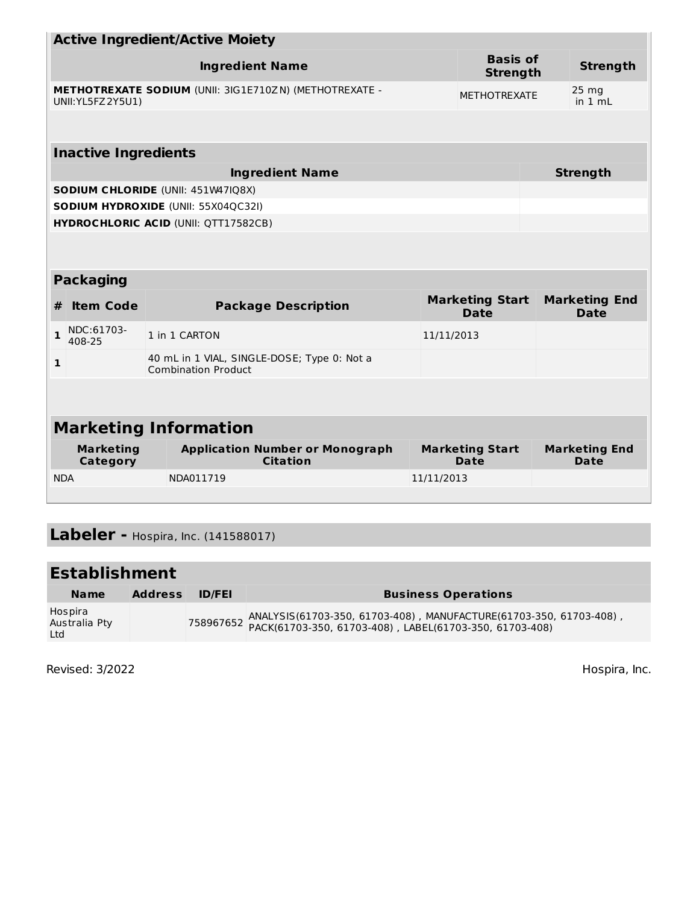| **Active Ingredient/Active Moiety** | | |
|---|---|---|
| **Ingredient Name** | **Basis of Strength** | **Strength** |
| **METHOTREXATE SODIUM** (UNII: 3IG1E710ZN) (METHOTREXATE - UNII:YL5FZ2Y5U1) | METHOTREXATE | 25 mg in 1 mL |

| **Inactive Ingredients** | |
|---|---|
| **Ingredient Name** | **Strength** |
| **SODIUM CHLORIDE** (UNII: 451W47IQ8X) | |
| **SODIUM HYDROXIDE** (UNII: 55X04QC32I) | |
| **HYDROCHLORIC ACID** (UNII: QTT17582CB) | |

| **Packaging** | | | | |
|---|---|---|---|---|
| **#** | **Item Code** | **Package Description** | **Marketing Start Date** | **Marketing End Date** |
| 1 | NDC:61703-408-25 | 1 in 1 CARTON | 11/11/2013 | |
| 1 | | 40 mL in 1 VIAL, SINGLE-DOSE; Type 0: Not a Combination Product | | |

| **Marketing Information** | | | |
|---|---|---|---|
| **Marketing Category** | **Application Number or Monograph Citation** | **Marketing Start Date** | **Marketing End Date** |
| NDA | NDA011719 | 11/11/2013 | |

## Labeler - Hospira, Inc. (141588017)

## Establishment

| Name | Address | ID/FEI | Business Operations |
|---|---|---|---|
| Hospira Australia Pty Ltd | | 758967652 | ANALYSIS(61703-350, 61703-408) , MANUFACTURE(61703-350, 61703-408) , PACK(61703-350, 61703-408) , LABEL(61703-350, 61703-408) |

Revised: 3/2022

Hospira, Inc.